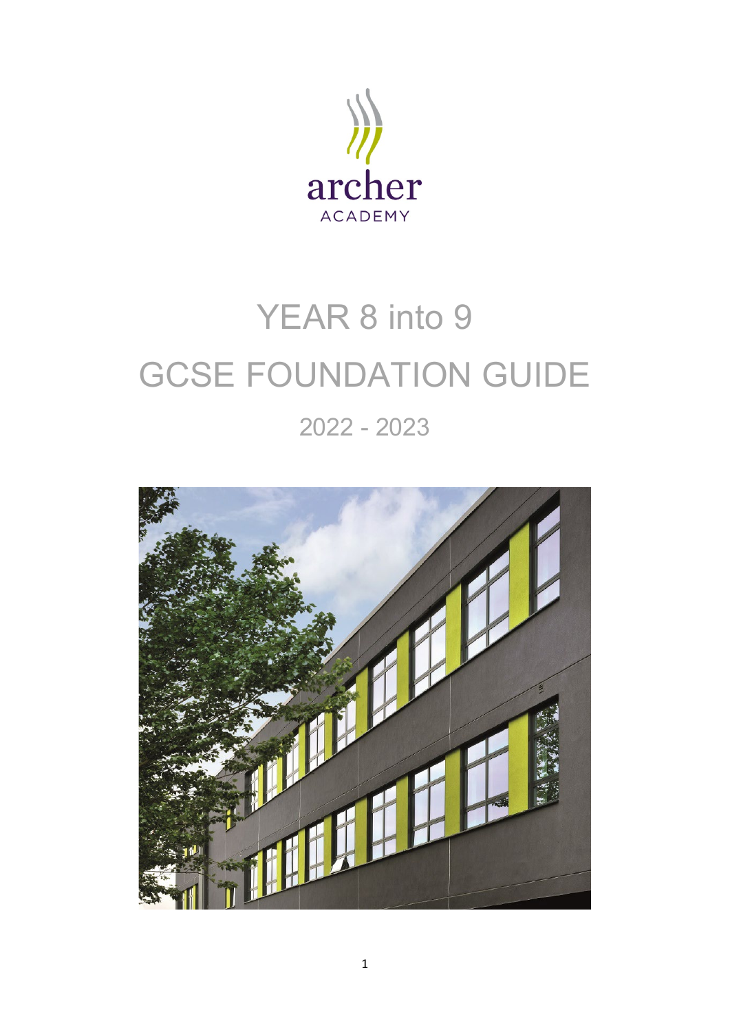archer

ACADEMY

# YEAR 8 into 9

# GCSE FOUNDATION GUIDE

## 2022 - 2023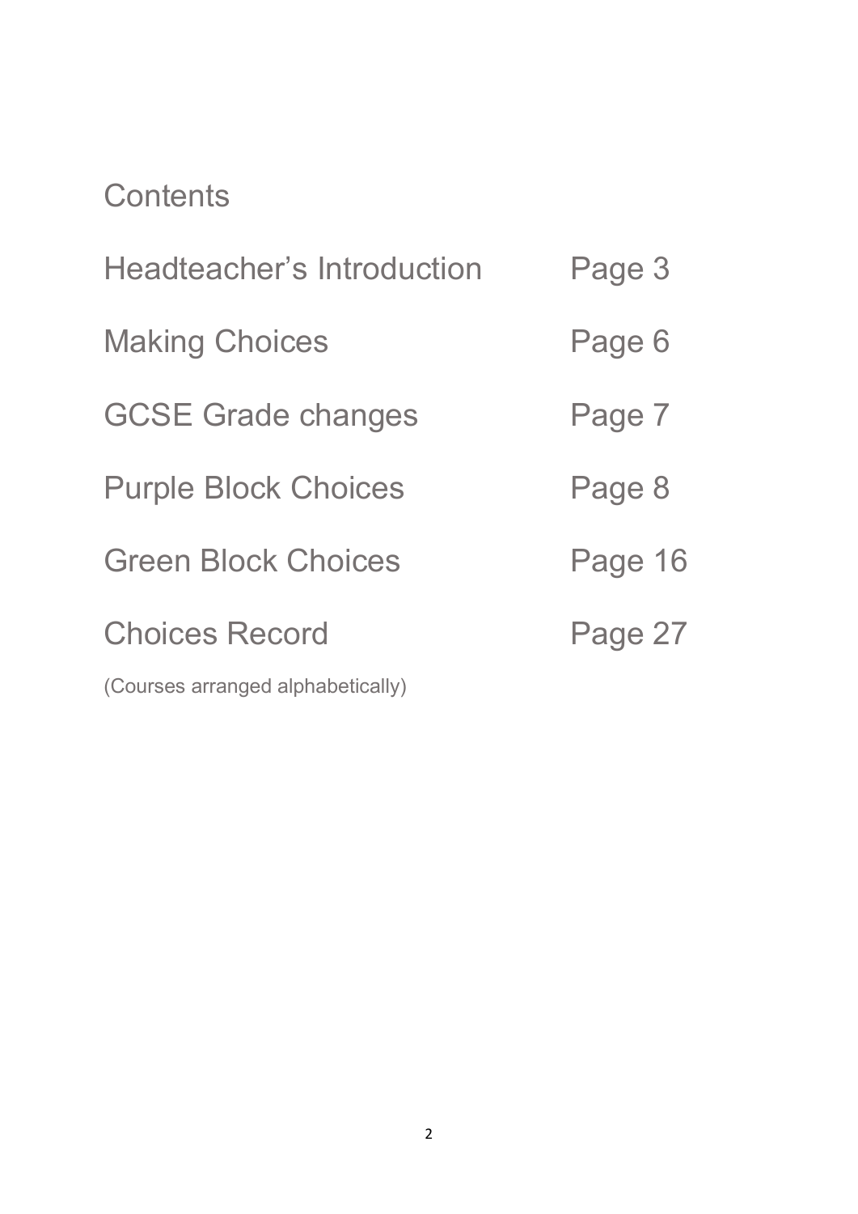# Contents

| | |
|---|---|
| Headteacher's Introduction | Page 3 |
| Making Choices | Page 6 |
| GCSE Grade changes | Page 7 |
| Purple Block Choices | Page 8 |
| Green Block Choices | Page 16 |
| Choices Record | Page 27 |

(Courses arranged alphabetically)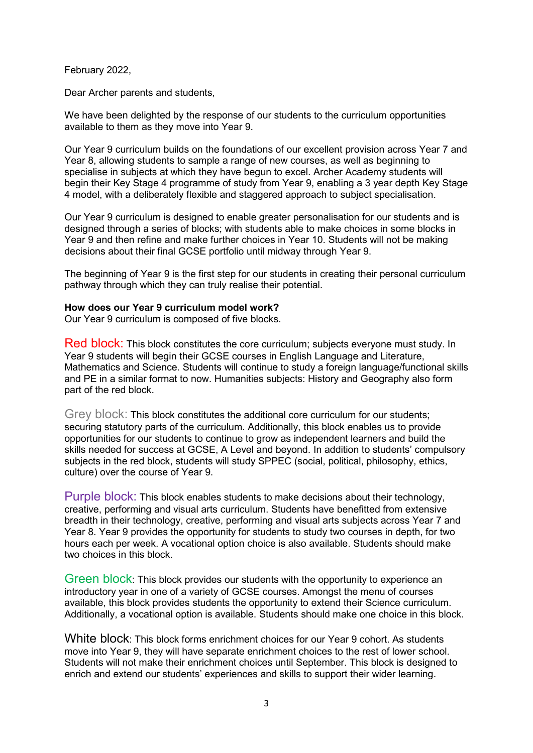February 2022,

Dear Archer parents and students,

We have been delighted by the response of our students to the curriculum opportunities available to them as they move into Year 9.

Our Year 9 curriculum builds on the foundations of our excellent provision across Year 7 and Year 8, allowing students to sample a range of new courses, as well as beginning to specialise in subjects at which they have begun to excel. Archer Academy students will begin their Key Stage 4 programme of study from Year 9, enabling a 3 year depth Key Stage 4 model, with a deliberately flexible and staggered approach to subject specialisation.

Our Year 9 curriculum is designed to enable greater personalisation for our students and is designed through a series of blocks; with students able to make choices in some blocks in Year 9 and then refine and make further choices in Year 10. Students will not be making decisions about their final GCSE portfolio until midway through Year 9.

The beginning of Year 9 is the first step for our students in creating their personal curriculum pathway through which they can truly realise their potential.

**How does our Year 9 curriculum model work?**

Our Year 9 curriculum is composed of five blocks.

Red block: This block constitutes the core curriculum; subjects everyone must study. In Year 9 students will begin their GCSE courses in English Language and Literature, Mathematics and Science. Students will continue to study a foreign language/functional skills and PE in a similar format to now. Humanities subjects: History and Geography also form part of the red block.

Grey block: This block constitutes the additional core curriculum for our students; securing statutory parts of the curriculum. Additionally, this block enables us to provide opportunities for our students to continue to grow as independent learners and build the skills needed for success at GCSE, A Level and beyond. In addition to students' compulsory subjects in the red block, students will study SPPEC (social, political, philosophy, ethics, culture) over the course of Year 9.

Purple block: This block enables students to make decisions about their technology, creative, performing and visual arts curriculum. Students have benefitted from extensive breadth in their technology, creative, performing and visual arts subjects across Year 7 and Year 8. Year 9 provides the opportunity for students to study two courses in depth, for two hours each per week. A vocational option choice is also available. Students should make two choices in this block.

Green block: This block provides our students with the opportunity to experience an introductory year in one of a variety of GCSE courses. Amongst the menu of courses available, this block provides students the opportunity to extend their Science curriculum. Additionally, a vocational option is available. Students should make one choice in this block.

White block: This block forms enrichment choices for our Year 9 cohort. As students move into Year 9, they will have separate enrichment choices to the rest of lower school. Students will not make their enrichment choices until September. This block is designed to enrich and extend our students' experiences and skills to support their wider learning.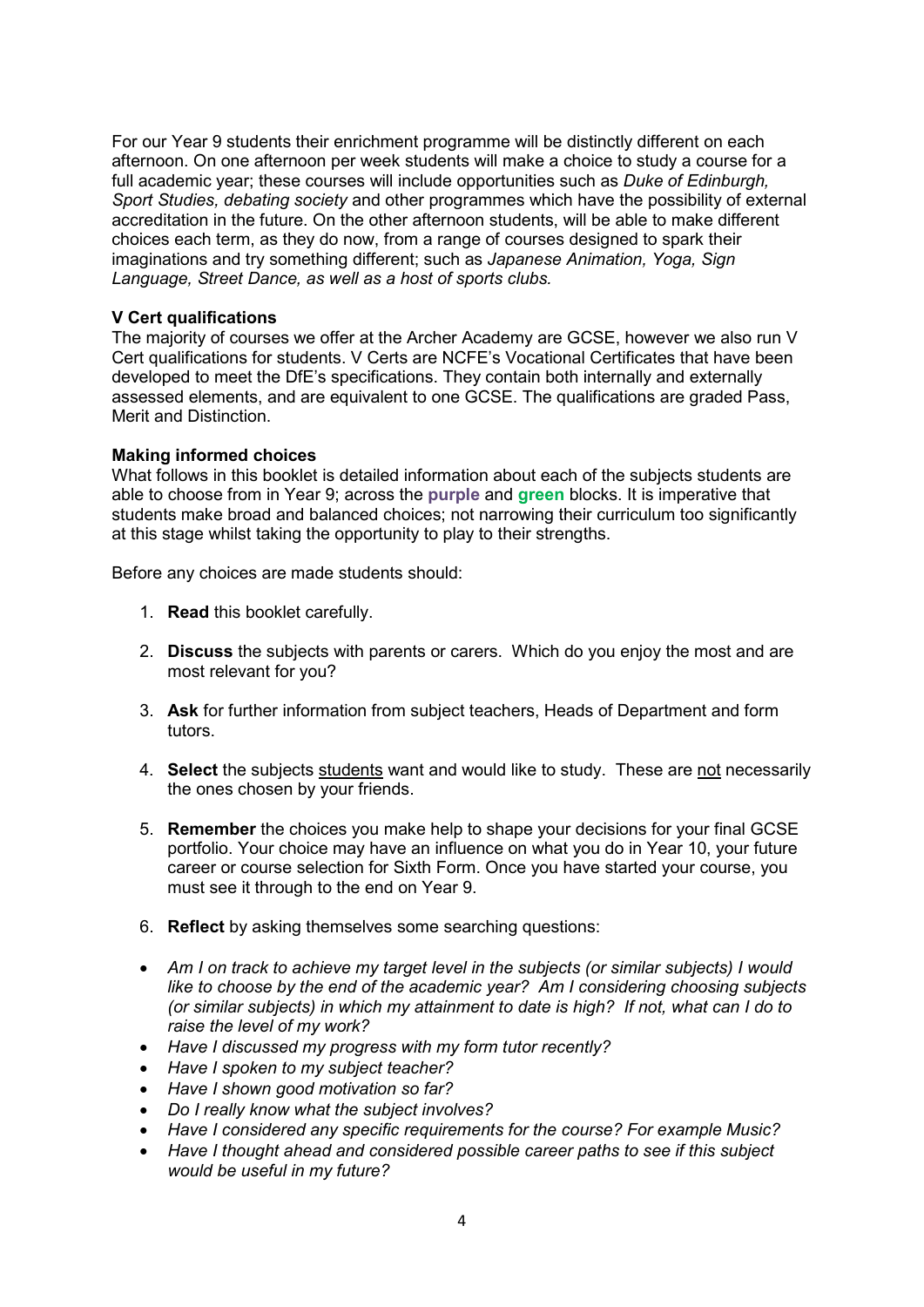For our Year 9 students their enrichment programme will be distinctly different on each afternoon. On one afternoon per week students will make a choice to study a course for a full academic year; these courses will include opportunities such as *Duke of Edinburgh, Sport Studies, debating society* and other programmes which have the possibility of external accreditation in the future. On the other afternoon students, will be able to make different choices each term, as they do now, from a range of courses designed to spark their imaginations and try something different; such as *Japanese Animation, Yoga, Sign Language, Street Dance, as well as a host of sports clubs.*

**V Cert qualifications**

The majority of courses we offer at the Archer Academy are GCSE, however we also run V Cert qualifications for students. V Certs are NCFE's Vocational Certificates that have been developed to meet the DfE's specifications. They contain both internally and externally assessed elements, and are equivalent to one GCSE. The qualifications are graded Pass, Merit and Distinction.

**Making informed choices**

What follows in this booklet is detailed information about each of the subjects students are able to choose from in Year 9; across the **purple** and **green** blocks. It is imperative that students make broad and balanced choices; not narrowing their curriculum too significantly at this stage whilst taking the opportunity to play to their strengths.

Before any choices are made students should:

1. **Read** this booklet carefully.
2. **Discuss** the subjects with parents or carers. Which do you enjoy the most and are most relevant for you?
3. **Ask** for further information from subject teachers, Heads of Department and form tutors.
4. **Select** the subjects students want and would like to study. These are not necessarily the ones chosen by your friends.
5. **Remember** the choices you make help to shape your decisions for your final GCSE portfolio. Your choice may have an influence on what you do in Year 10, your future career or course selection for Sixth Form. Once you have started your course, you must see it through to the end on Year 9.
6. **Reflect** by asking themselves some searching questions:

- *Am I on track to achieve my target level in the subjects (or similar subjects) I would like to choose by the end of the academic year? Am I considering choosing subjects (or similar subjects) in which my attainment to date is high? If not, what can I do to raise the level of my work?*
- *Have I discussed my progress with my form tutor recently?*
- *Have I spoken to my subject teacher?*
- *Have I shown good motivation so far?*
- *Do I really know what the subject involves?*
- *Have I considered any specific requirements for the course? For example Music?*
- *Have I thought ahead and considered possible career paths to see if this subject would be useful in my future?*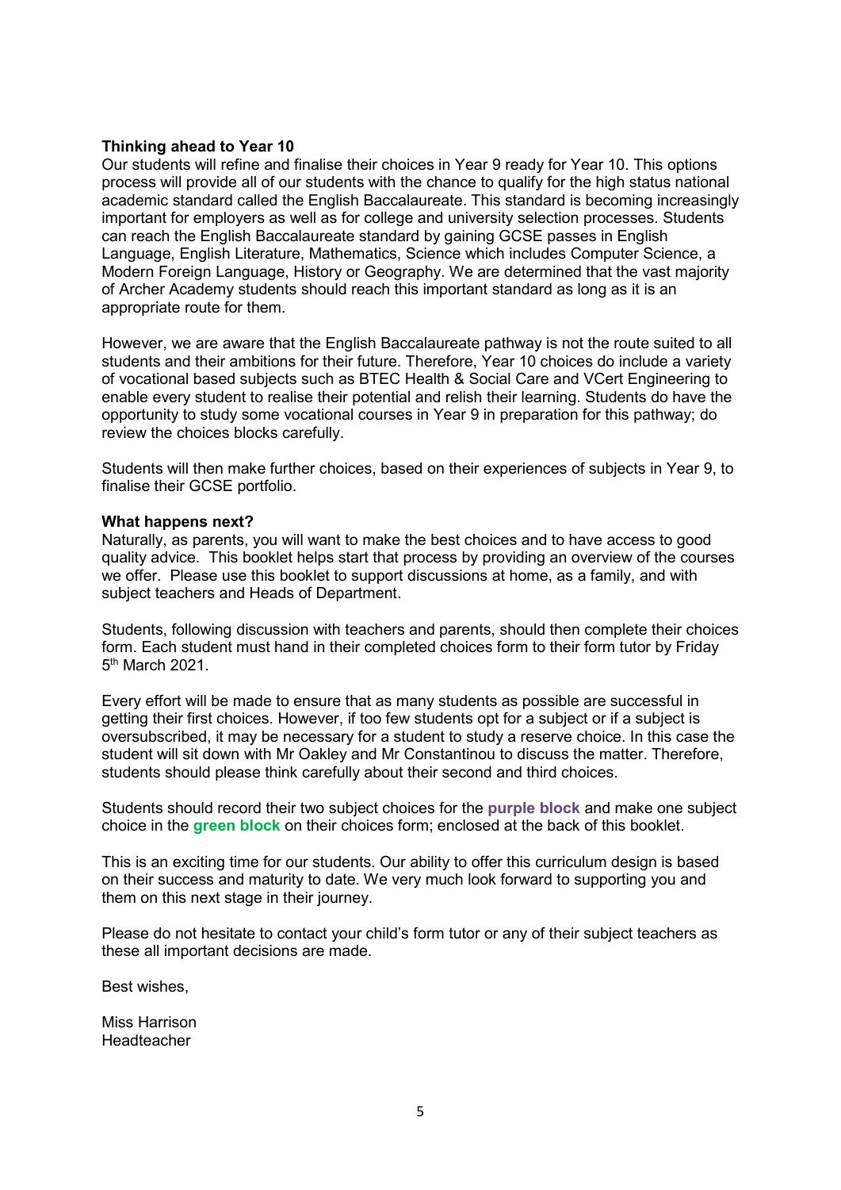**Thinking ahead to Year 10**

Our students will refine and finalise their choices in Year 9 ready for Year 10. This options process will provide all of our students with the chance to qualify for the high status national academic standard called the English Baccalaureate. This standard is becoming increasingly important for employers as well as for college and university selection processes. Students can reach the English Baccalaureate standard by gaining GCSE passes in English Language, English Literature, Mathematics, Science which includes Computer Science, a Modern Foreign Language, History or Geography. We are determined that the vast majority of Archer Academy students should reach this important standard as long as it is an appropriate route for them.

However, we are aware that the English Baccalaureate pathway is not the route suited to all students and their ambitions for their future. Therefore, Year 10 choices do include a variety of vocational based subjects such as BTEC Health & Social Care and VCert Engineering to enable every student to realise their potential and relish their learning. Students do have the opportunity to study some vocational courses in Year 9 in preparation for this pathway; do review the choices blocks carefully.

Students will then make further choices, based on their experiences of subjects in Year 9, to finalise their GCSE portfolio.

**What happens next?**

Naturally, as parents, you will want to make the best choices and to have access to good quality advice. This booklet helps start that process by providing an overview of the courses we offer. Please use this booklet to support discussions at home, as a family, and with subject teachers and Heads of Department.

Students, following discussion with teachers and parents, should then complete their choices form. Each student must hand in their completed choices form to their form tutor by Friday 5th March 2021.

Every effort will be made to ensure that as many students as possible are successful in getting their first choices. However, if too few students opt for a subject or if a subject is oversubscribed, it may be necessary for a student to study a reserve choice. In this case the student will sit down with Mr Oakley and Mr Constantinou to discuss the matter. Therefore, students should please think carefully about their second and third choices.

Students should record their two subject choices for the **purple block** and make one subject choice in the **green block** on their choices form; enclosed at the back of this booklet.

This is an exciting time for our students. Our ability to offer this curriculum design is based on their success and maturity to date. We very much look forward to supporting you and them on this next stage in their journey.

Please do not hesitate to contact your child's form tutor or any of their subject teachers as these all important decisions are made.

Best wishes,

Miss Harrison
Headteacher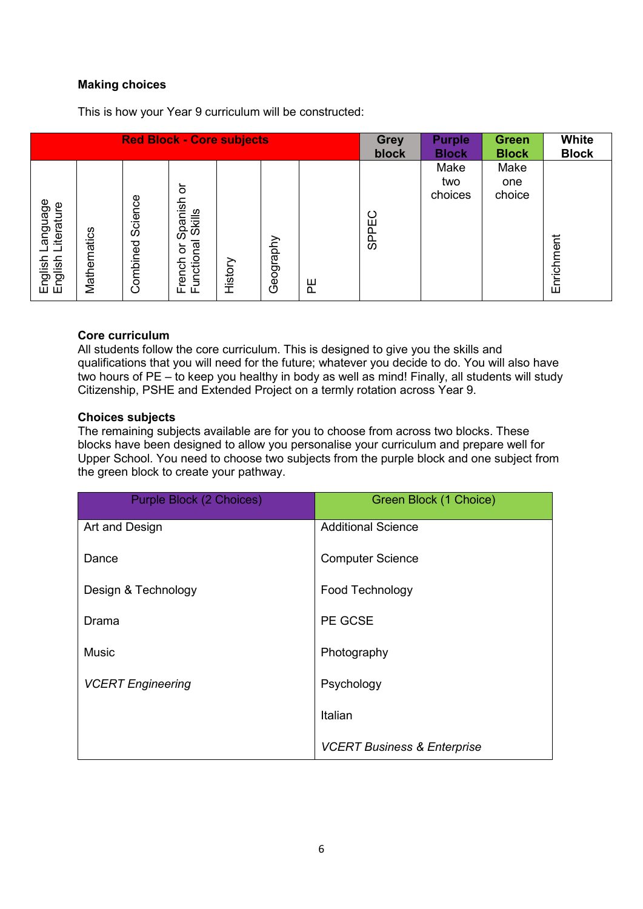**Making choices**

This is how your Year 9 curriculum will be constructed:

| **Red Block - Core subjects** | | | | | | | **Grey block** | **Purple Block** | **Green Block** | **White Block** |
|---|---|---|---|---|---|---|---|---|---|---|
| English Language English Literature | Mathematics | Combined Science | French or Spanish or Functional Skills | History | Geography | PE | SPPEC | Make two choices | Make one choice | Enrichment |

**Core curriculum**
All students follow the core curriculum. This is designed to give you the skills and qualifications that you will need for the future; whatever you decide to do. You will also have two hours of PE – to keep you healthy in body as well as mind! Finally, all students will study Citizenship, PSHE and Extended Project on a termly rotation across Year 9.

**Choices subjects**
The remaining subjects available are for you to choose from across two blocks. These blocks have been designed to allow you personalise your curriculum and prepare well for Upper School. You need to choose two subjects from the purple block and one subject from the green block to create your pathway.

| Purple Block (2 Choices) | Green Block (1 Choice) |
|---|---|
| Art and Design | Additional Science |
| Dance | Computer Science |
| Design & Technology | Food Technology |
| Drama | PE GCSE |
| Music | Photography |
| *VCERT Engineering* | Psychology |
| | Italian |
| | *VCERT Business & Enterprise* |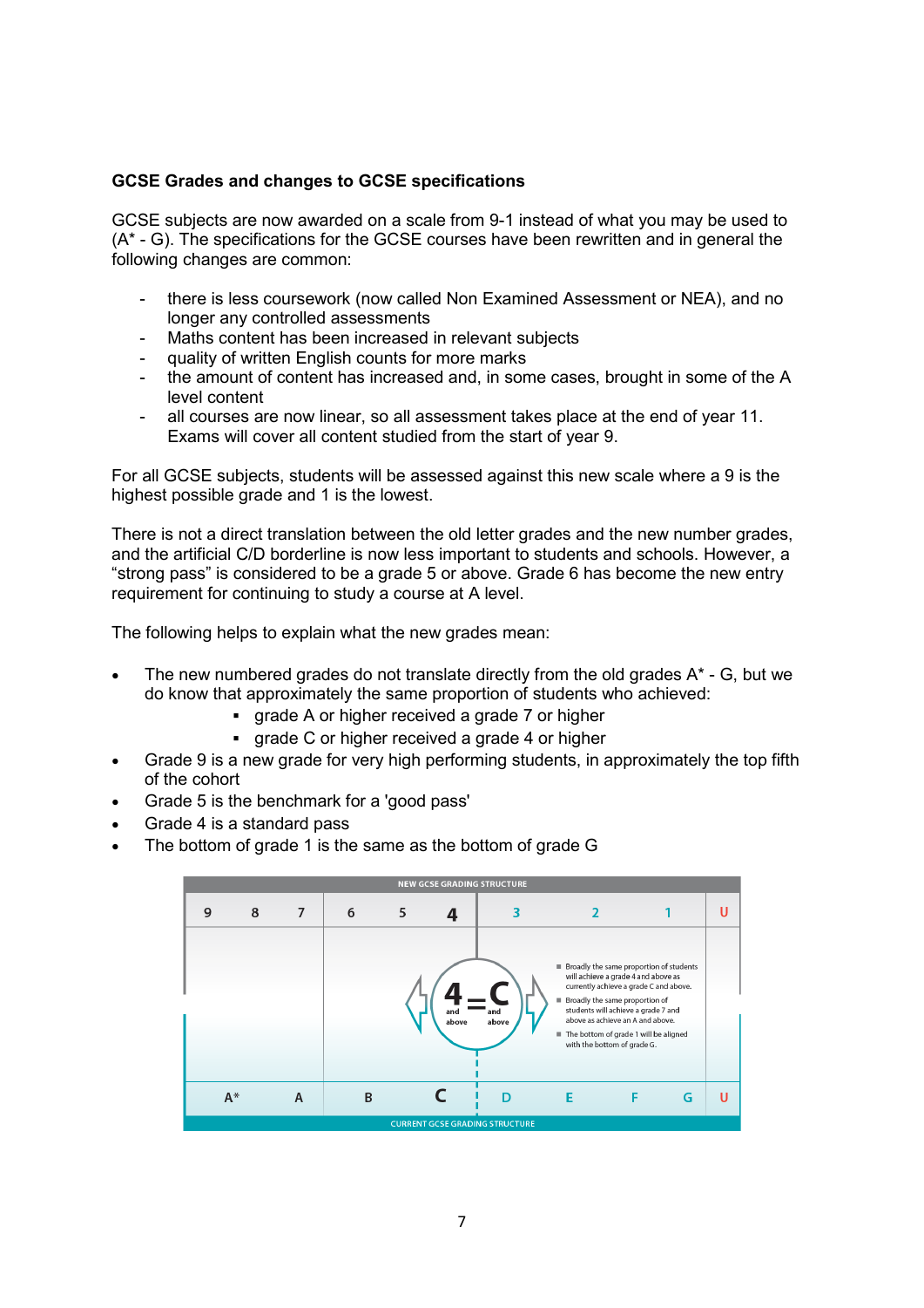**GCSE Grades and changes to GCSE specifications**

GCSE subjects are now awarded on a scale from 9-1 instead of what you may be used to (A* - G). The specifications for the GCSE courses have been rewritten and in general the following changes are common:

- there is less coursework (now called Non Examined Assessment or NEA), and no longer any controlled assessments
- Maths content has been increased in relevant subjects
- quality of written English counts for more marks
- the amount of content has increased and, in some cases, brought in some of the A level content
- all courses are now linear, so all assessment takes place at the end of year 11. Exams will cover all content studied from the start of year 9.

For all GCSE subjects, students will be assessed against this new scale where a 9 is the highest possible grade and 1 is the lowest.

There is not a direct translation between the old letter grades and the new number grades, and the artificial C/D borderline is now less important to students and schools. However, a "strong pass" is considered to be a grade 5 or above. Grade 6 has become the new entry requirement for continuing to study a course at A level.

The following helps to explain what the new grades mean:

- The new numbered grades do not translate directly from the old grades A* - G, but we do know that approximately the same proportion of students who achieved:
  - grade A or higher received a grade 7 or higher
  - grade C or higher received a grade 4 or higher
- Grade 9 is a new grade for very high performing students, in approximately the top fifth of the cohort
- Grade 5 is the benchmark for a 'good pass'
- Grade 4 is a standard pass
- The bottom of grade 1 is the same as the bottom of grade G

| NEW GCSE GRADING STRUCTURE | 9 8 7 | 6 5 4 | 3 2 1 | U |
|---|---|---|---|---|
| CURRENT GCSE GRADING STRUCTURE | A* A | B C | D E F G | U |

4 and above = C and above

- Broadly the same proportion of students will achieve a grade 4 and above as currently achieve a grade C and above.
- Broadly the same proportion of students will achieve a grade 7 and above as achieve an A and above.
- The bottom of grade 1 will be aligned with the bottom of grade G.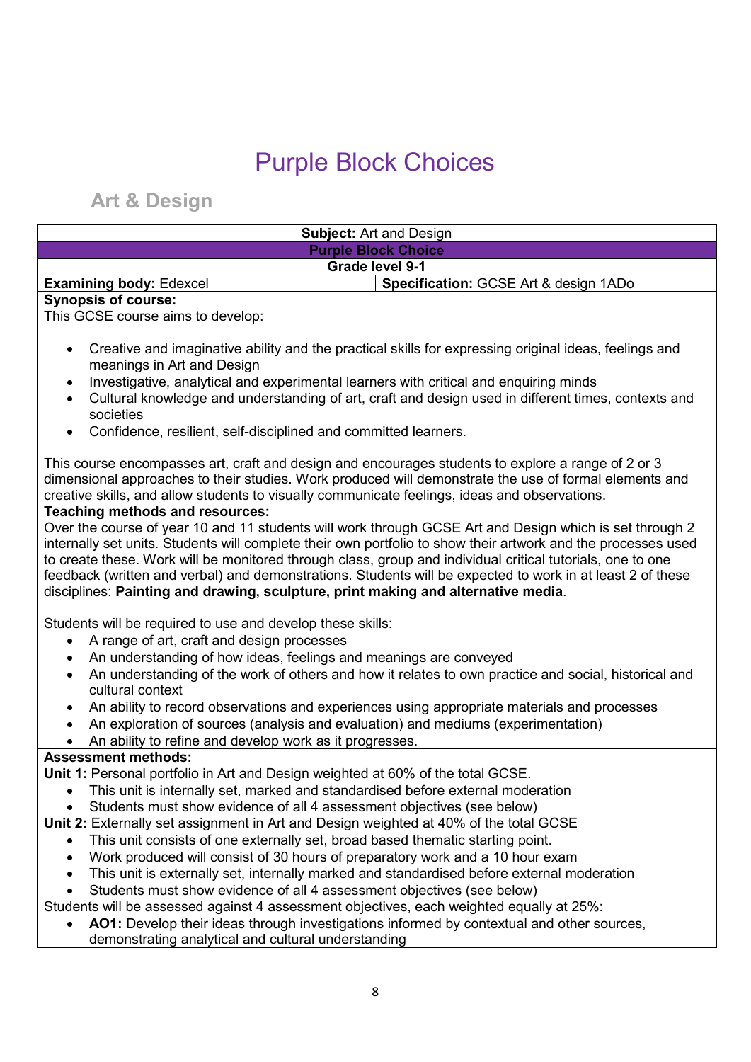# Purple Block Choices

## Art & Design

**Subject:** Art and Design

**Purple Block Choice**

**Grade level 9-1**

| **Examining body:** Edexcel | **Specification:** GCSE Art & design 1ADo |
|---|---|

**Synopsis of course:**

This GCSE course aims to develop:

- Creative and imaginative ability and the practical skills for expressing original ideas, feelings and meanings in Art and Design
- Investigative, analytical and experimental learners with critical and enquiring minds
- Cultural knowledge and understanding of art, craft and design used in different times, contexts and societies
- Confidence, resilient, self-disciplined and committed learners.

This course encompasses art, craft and design and encourages students to explore a range of 2 or 3 dimensional approaches to their studies. Work produced will demonstrate the use of formal elements and creative skills, and allow students to visually communicate feelings, ideas and observations.

**Teaching methods and resources:**

Over the course of year 10 and 11 students will work through GCSE Art and Design which is set through 2 internally set units. Students will complete their own portfolio to show their artwork and the processes used to create these. Work will be monitored through class, group and individual critical tutorials, one to one feedback (written and verbal) and demonstrations. Students will be expected to work in at least 2 of these disciplines: **Painting and drawing, sculpture, print making and alternative media**.

Students will be required to use and develop these skills:

- A range of art, craft and design processes
- An understanding of how ideas, feelings and meanings are conveyed
- An understanding of the work of others and how it relates to own practice and social, historical and cultural context
- An ability to record observations and experiences using appropriate materials and processes
- An exploration of sources (analysis and evaluation) and mediums (experimentation)
- An ability to refine and develop work as it progresses.

**Assessment methods:**

**Unit 1:** Personal portfolio in Art and Design weighted at 60% of the total GCSE.

- This unit is internally set, marked and standardised before external moderation
- Students must show evidence of all 4 assessment objectives (see below)

**Unit 2:** Externally set assignment in Art and Design weighted at 40% of the total GCSE

- This unit consists of one externally set, broad based thematic starting point.
- Work produced will consist of 30 hours of preparatory work and a 10 hour exam
- This unit is externally set, internally marked and standardised before external moderation
- Students must show evidence of all 4 assessment objectives (see below)

Students will be assessed against 4 assessment objectives, each weighted equally at 25%:

- **AO1:** Develop their ideas through investigations informed by contextual and other sources, demonstrating analytical and cultural understanding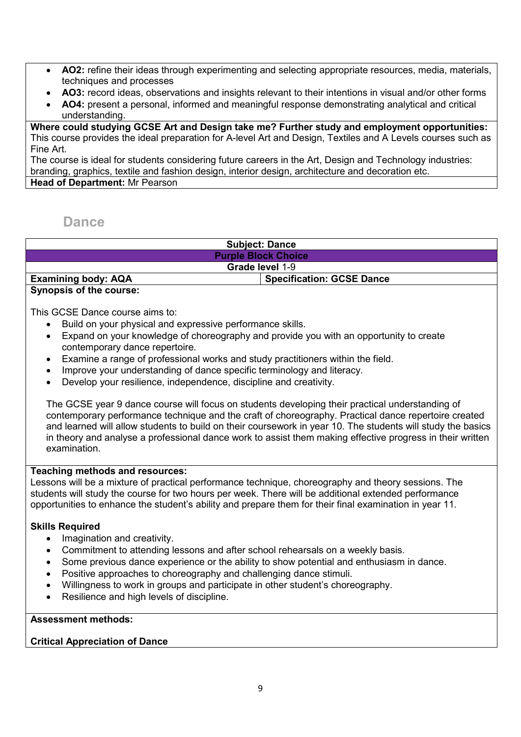- **AO2:** refine their ideas through experimenting and selecting appropriate resources, media, materials, techniques and processes
- **AO3:** record ideas, observations and insights relevant to their intentions in visual and/or other forms
- **AO4:** present a personal, informed and meaningful response demonstrating analytical and critical understanding.

**Where could studying GCSE Art and Design take me? Further study and employment opportunities:**
This course provides the ideal preparation for A-level Art and Design, Textiles and A Levels courses such as Fine Art.

The course is ideal for students considering future careers in the Art, Design and Technology industries: branding, graphics, textile and fashion design, interior design, architecture and decoration etc.

**Head of Department:** Mr Pearson

## Dance

| **Subject: Dance** | |
|---|---|
| **Purple Block Choice** | |
| **Grade level** 1-9 | |
| **Examining body: AQA** | **Specification: GCSE Dance** |

**Synopsis of the course:**

This GCSE Dance course aims to:

- Build on your physical and expressive performance skills.
- Expand on your knowledge of choreography and provide you with an opportunity to create contemporary dance repertoire.
- Examine a range of professional works and study practitioners within the field.
- Improve your understanding of dance specific terminology and literacy.
- Develop your resilience, independence, discipline and creativity.

The GCSE year 9 dance course will focus on students developing their practical understanding of contemporary performance technique and the craft of choreography. Practical dance repertoire created and learned will allow students to build on their coursework in year 10. The students will study the basics in theory and analyse a professional dance work to assist them making effective progress in their written examination.

**Teaching methods and resources:**
Lessons will be a mixture of practical performance technique, choreography and theory sessions. The students will study the course for two hours per week. There will be additional extended performance opportunities to enhance the student's ability and prepare them for their final examination in year 11.

**Skills Required**

- Imagination and creativity.
- Commitment to attending lessons and after school rehearsals on a weekly basis.
- Some previous dance experience or the ability to show potential and enthusiasm in dance.
- Positive approaches to choreography and challenging dance stimuli.
- Willingness to work in groups and participate in other student's choreography.
- Resilience and high levels of discipline.

**Assessment methods:**

**Critical Appreciation of Dance**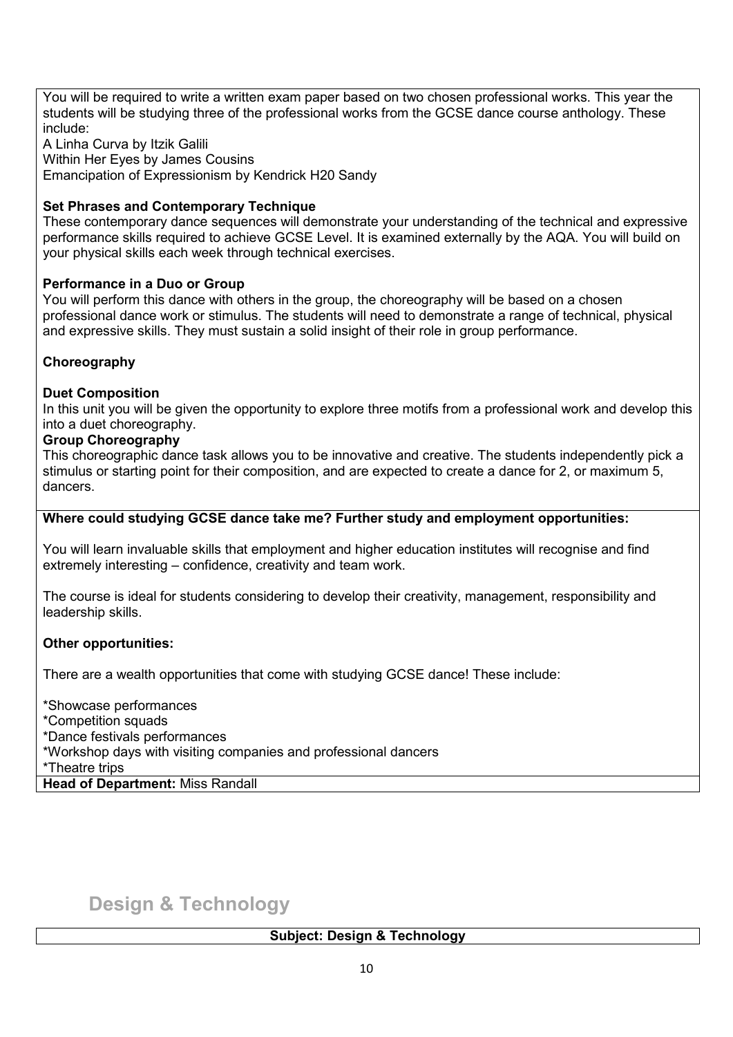You will be required to write a written exam paper based on two chosen professional works. This year the students will be studying three of the professional works from the GCSE dance course anthology. These include:

A Linha Curva by Itzik Galili
Within Her Eyes by James Cousins
Emancipation of Expressionism by Kendrick H20 Sandy

**Set Phrases and Contemporary Technique**

These contemporary dance sequences will demonstrate your understanding of the technical and expressive performance skills required to achieve GCSE Level. It is examined externally by the AQA. You will build on your physical skills each week through technical exercises.

**Performance in a Duo or Group**

You will perform this dance with others in the group, the choreography will be based on a chosen professional dance work or stimulus. The students will need to demonstrate a range of technical, physical and expressive skills. They must sustain a solid insight of their role in group performance.

**Choreography**

**Duet Composition**

In this unit you will be given the opportunity to explore three motifs from a professional work and develop this into a duet choreography.

**Group Choreography**

This choreographic dance task allows you to be innovative and creative. The students independently pick a stimulus or starting point for their composition, and are expected to create a dance for 2, or maximum 5, dancers.

**Where could studying GCSE dance take me? Further study and employment opportunities:**

You will learn invaluable skills that employment and higher education institutes will recognise and find extremely interesting – confidence, creativity and team work.

The course is ideal for students considering to develop their creativity, management, responsibility and leadership skills.

**Other opportunities:**

There are a wealth opportunities that come with studying GCSE dance! These include:

*Showcase performances
*Competition squads
*Dance festivals performances
*Workshop days with visiting companies and professional dancers
*Theatre trips

**Head of Department:** Miss Randall

# Design & Technology

**Subject: Design & Technology**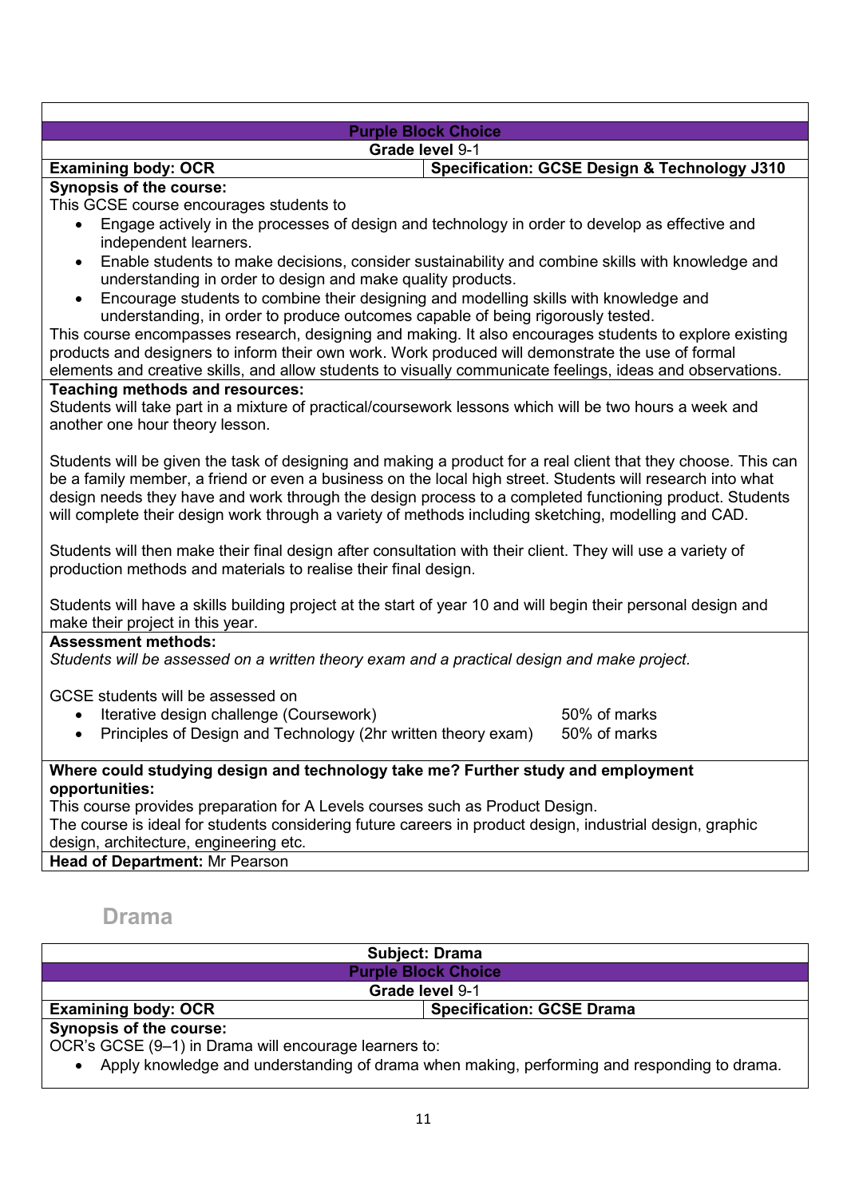**Purple Block Choice**

**Grade level** 9-1

| **Examining body: OCR** | **Specification: GCSE Design & Technology J310** |
|---|---|

**Synopsis of the course:**

This GCSE course encourages students to

- Engage actively in the processes of design and technology in order to develop as effective and independent learners.
- Enable students to make decisions, consider sustainability and combine skills with knowledge and understanding in order to design and make quality products.
- Encourage students to combine their designing and modelling skills with knowledge and understanding, in order to produce outcomes capable of being rigorously tested.

This course encompasses research, designing and making. It also encourages students to explore existing products and designers to inform their own work. Work produced will demonstrate the use of formal elements and creative skills, and allow students to visually communicate feelings, ideas and observations.

**Teaching methods and resources:**

Students will take part in a mixture of practical/coursework lessons which will be two hours a week and another one hour theory lesson.

Students will be given the task of designing and making a product for a real client that they choose. This can be a family member, a friend or even a business on the local high street. Students will research into what design needs they have and work through the design process to a completed functioning product. Students will complete their design work through a variety of methods including sketching, modelling and CAD.

Students will then make their final design after consultation with their client. They will use a variety of production methods and materials to realise their final design.

Students will have a skills building project at the start of year 10 and will begin their personal design and make their project in this year.

**Assessment methods:**

*Students will be assessed on a written theory exam and a practical design and make project.*

GCSE students will be assessed on

- Iterative design challenge (Coursework) — 50% of marks
- Principles of Design and Technology (2hr written theory exam) — 50% of marks

**Where could studying design and technology take me? Further study and employment opportunities:**

This course provides preparation for A Levels courses such as Product Design.

The course is ideal for students considering future careers in product design, industrial design, graphic design, architecture, engineering etc.

**Head of Department:** Mr Pearson

## Drama

**Subject: Drama**

**Purple Block Choice**

**Grade level** 9-1

| **Examining body: OCR** | **Specification: GCSE Drama** |
|---|---|

**Synopsis of the course:**

OCR's GCSE (9–1) in Drama will encourage learners to:

- Apply knowledge and understanding of drama when making, performing and responding to drama.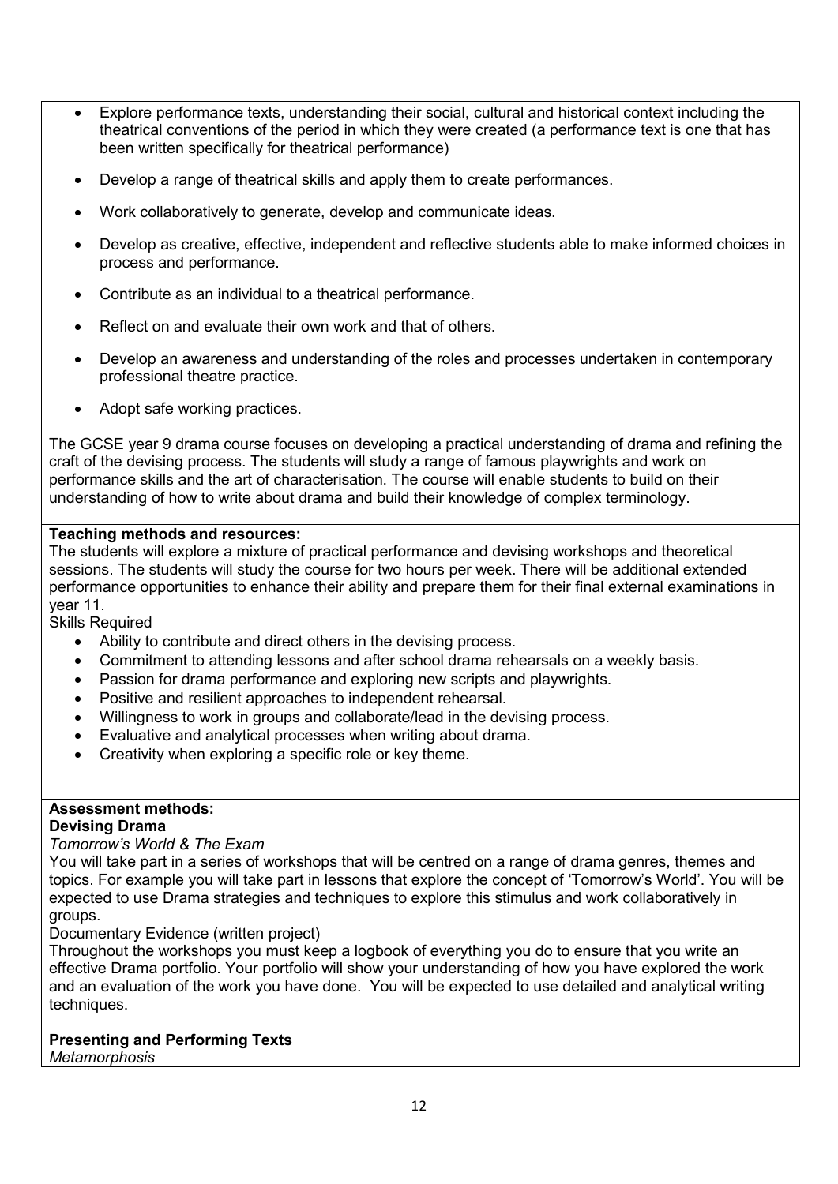- Explore performance texts, understanding their social, cultural and historical context including the theatrical conventions of the period in which they were created (a performance text is one that has been written specifically for theatrical performance)
- Develop a range of theatrical skills and apply them to create performances.
- Work collaboratively to generate, develop and communicate ideas.
- Develop as creative, effective, independent and reflective students able to make informed choices in process and performance.
- Contribute as an individual to a theatrical performance.
- Reflect on and evaluate their own work and that of others.
- Develop an awareness and understanding of the roles and processes undertaken in contemporary professional theatre practice.
- Adopt safe working practices.

The GCSE year 9 drama course focuses on developing a practical understanding of drama and refining the craft of the devising process. The students will study a range of famous playwrights and work on performance skills and the art of characterisation. The course will enable students to build on their understanding of how to write about drama and build their knowledge of complex terminology.

**Teaching methods and resources:**
The students will explore a mixture of practical performance and devising workshops and theoretical sessions. The students will study the course for two hours per week. There will be additional extended performance opportunities to enhance their ability and prepare them for their final external examinations in year 11.

Skills Required

- Ability to contribute and direct others in the devising process.
- Commitment to attending lessons and after school drama rehearsals on a weekly basis.
- Passion for drama performance and exploring new scripts and playwrights.
- Positive and resilient approaches to independent rehearsal.
- Willingness to work in groups and collaborate/lead in the devising process.
- Evaluative and analytical processes when writing about drama.
- Creativity when exploring a specific role or key theme.

**Assessment methods:**

**Devising Drama**

*Tomorrow's World & The Exam*

You will take part in a series of workshops that will be centred on a range of drama genres, themes and topics. For example you will take part in lessons that explore the concept of 'Tomorrow's World'. You will be expected to use Drama strategies and techniques to explore this stimulus and work collaboratively in groups.

Documentary Evidence (written project)

Throughout the workshops you must keep a logbook of everything you do to ensure that you write an effective Drama portfolio. Your portfolio will show your understanding of how you have explored the work and an evaluation of the work you have done. You will be expected to use detailed and analytical writing techniques.

**Presenting and Performing Texts**

*Metamorphosis*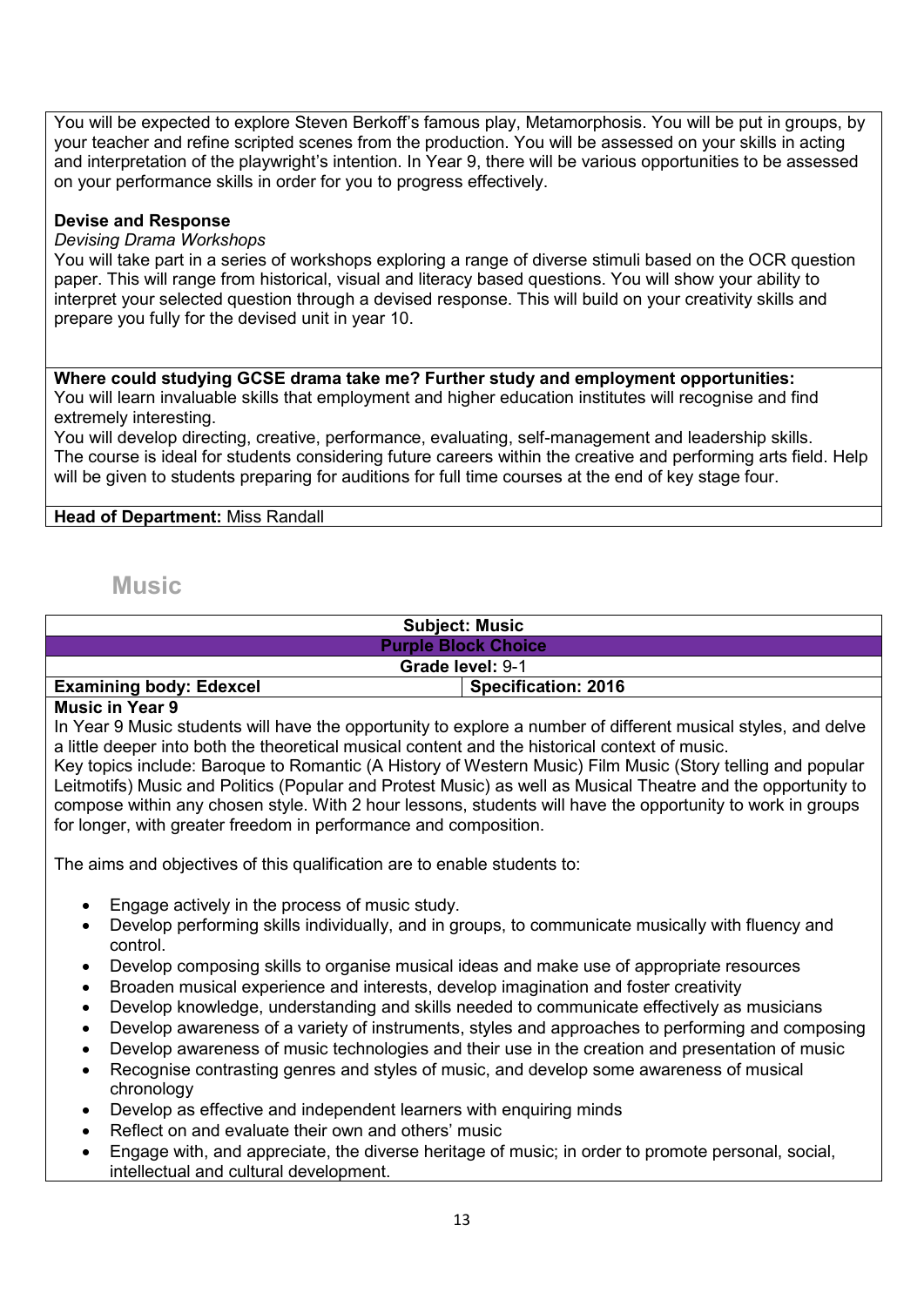You will be expected to explore Steven Berkoff's famous play, Metamorphosis. You will be put in groups, by your teacher and refine scripted scenes from the production. You will be assessed on your skills in acting and interpretation of the playwright's intention. In Year 9, there will be various opportunities to be assessed on your performance skills in order for you to progress effectively.

**Devise and Response**

*Devising Drama Workshops*

You will take part in a series of workshops exploring a range of diverse stimuli based on the OCR question paper. This will range from historical, visual and literacy based questions. You will show your ability to interpret your selected question through a devised response. This will build on your creativity skills and prepare you fully for the devised unit in year 10.

**Where could studying GCSE drama take me? Further study and employment opportunities:**

You will learn invaluable skills that employment and higher education institutes will recognise and find extremely interesting.

You will develop directing, creative, performance, evaluating, self-management and leadership skills.

The course is ideal for students considering future careers within the creative and performing arts field. Help will be given to students preparing for auditions for full time courses at the end of key stage four.

**Head of Department:** Miss Randall

## Music

| Subject: Music | |
|---|---|
| **Purple Block Choice** | |
| **Grade level:** 9-1 | |
| **Examining body: Edexcel** | **Specification: 2016** |

**Music in Year 9**

In Year 9 Music students will have the opportunity to explore a number of different musical styles, and delve a little deeper into both the theoretical musical content and the historical context of music.

Key topics include: Baroque to Romantic (A History of Western Music) Film Music (Story telling and popular Leitmotifs) Music and Politics (Popular and Protest Music) as well as Musical Theatre and the opportunity to compose within any chosen style. With 2 hour lessons, students will have the opportunity to work in groups for longer, with greater freedom in performance and composition.

The aims and objectives of this qualification are to enable students to:

- Engage actively in the process of music study.
- Develop performing skills individually, and in groups, to communicate musically with fluency and control.
- Develop composing skills to organise musical ideas and make use of appropriate resources
- Broaden musical experience and interests, develop imagination and foster creativity
- Develop knowledge, understanding and skills needed to communicate effectively as musicians
- Develop awareness of a variety of instruments, styles and approaches to performing and composing
- Develop awareness of music technologies and their use in the creation and presentation of music
- Recognise contrasting genres and styles of music, and develop some awareness of musical chronology
- Develop as effective and independent learners with enquiring minds
- Reflect on and evaluate their own and others' music
- Engage with, and appreciate, the diverse heritage of music; in order to promote personal, social, intellectual and cultural development.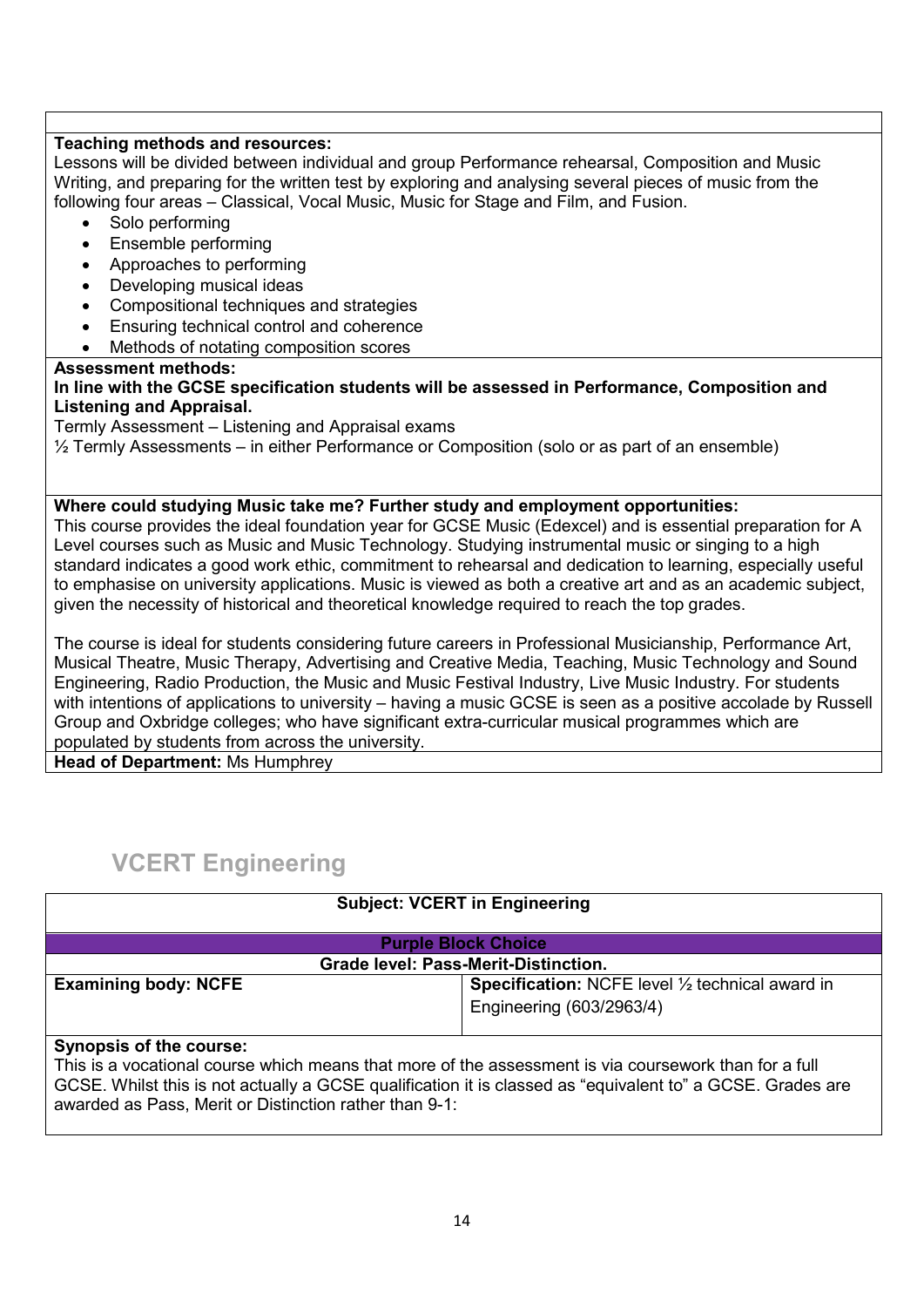**Teaching methods and resources:**
Lessons will be divided between individual and group Performance rehearsal, Composition and Music Writing, and preparing for the written test by exploring and analysing several pieces of music from the following four areas – Classical, Vocal Music, Music for Stage and Film, and Fusion.

- Solo performing
- Ensemble performing
- Approaches to performing
- Developing musical ideas
- Compositional techniques and strategies
- Ensuring technical control and coherence
- Methods of notating composition scores

**Assessment methods:**
**In line with the GCSE specification students will be assessed in Performance, Composition and Listening and Appraisal.**
Termly Assessment – Listening and Appraisal exams
½ Termly Assessments – in either Performance or Composition (solo or as part of an ensemble)

**Where could studying Music take me? Further study and employment opportunities:**
This course provides the ideal foundation year for GCSE Music (Edexcel) and is essential preparation for A Level courses such as Music and Music Technology. Studying instrumental music or singing to a high standard indicates a good work ethic, commitment to rehearsal and dedication to learning, especially useful to emphasise on university applications. Music is viewed as both a creative art and as an academic subject, given the necessity of historical and theoretical knowledge required to reach the top grades.

The course is ideal for students considering future careers in Professional Musicianship, Performance Art, Musical Theatre, Music Therapy, Advertising and Creative Media, Teaching, Music Technology and Sound Engineering, Radio Production, the Music and Music Festival Industry, Live Music Industry. For students with intentions of applications to university – having a music GCSE is seen as a positive accolade by Russell Group and Oxbridge colleges; who have significant extra-curricular musical programmes which are populated by students from across the university.

**Head of Department:** Ms Humphrey

## VCERT Engineering

**Subject: VCERT in Engineering**

**Purple Block Choice**

**Grade level: Pass-Merit-Distinction.**

| **Examining body: NCFE** | **Specification:** NCFE level ½ technical award in Engineering (603/2963/4) |
|---|---|

**Synopsis of the course:**
This is a vocational course which means that more of the assessment is via coursework than for a full GCSE. Whilst this is not actually a GCSE qualification it is classed as "equivalent to" a GCSE. Grades are awarded as Pass, Merit or Distinction rather than 9-1: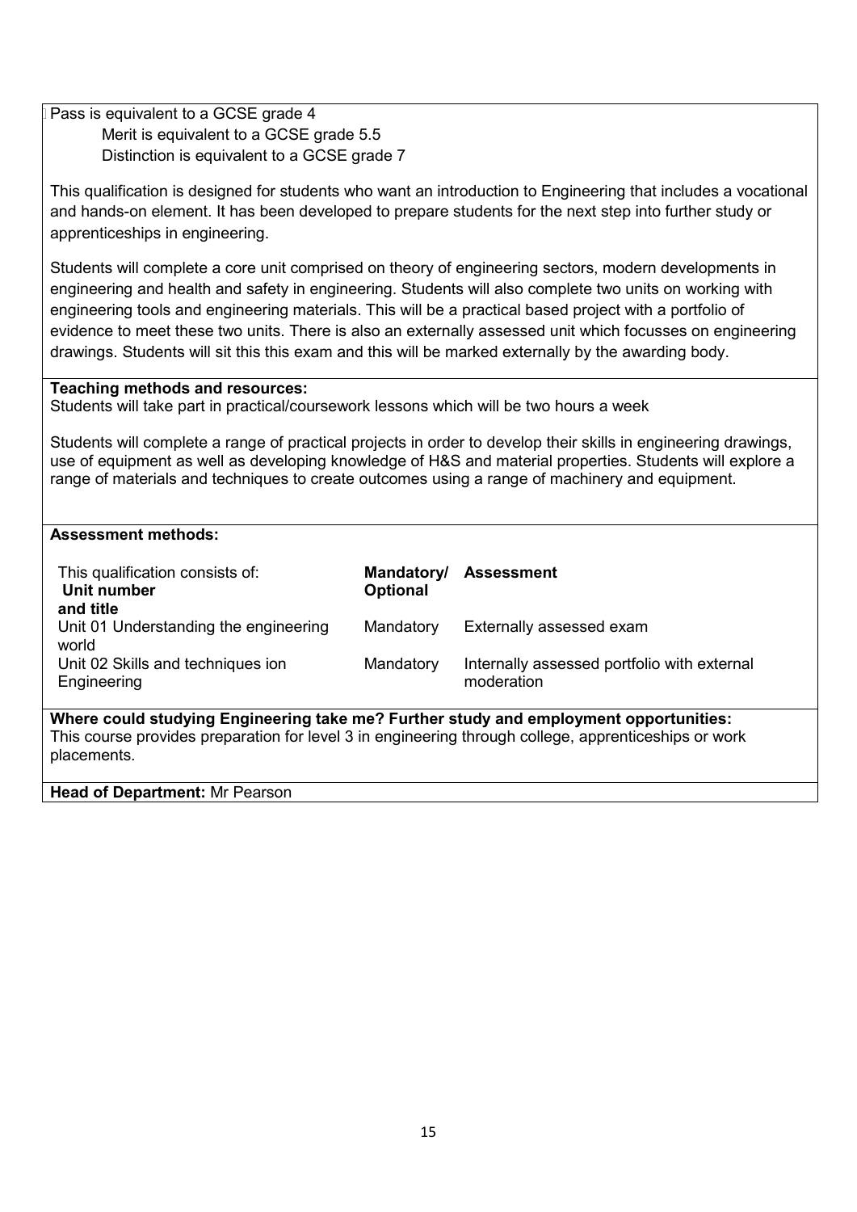Pass is equivalent to a GCSE grade 4
Merit is equivalent to a GCSE grade 5.5
Distinction is equivalent to a GCSE grade 7

This qualification is designed for students who want an introduction to Engineering that includes a vocational and hands-on element. It has been developed to prepare students for the next step into further study or apprenticeships in engineering.

Students will complete a core unit comprised on theory of engineering sectors, modern developments in engineering and health and safety in engineering. Students will also complete two units on working with engineering tools and engineering materials. This will be a practical based project with a portfolio of evidence to meet these two units. There is also an externally assessed unit which focusses on engineering drawings. Students will sit this this exam and this will be marked externally by the awarding body.

**Teaching methods and resources:**
Students will take part in practical/coursework lessons which will be two hours a week

Students will complete a range of practical projects in order to develop their skills in engineering drawings, use of equipment as well as developing knowledge of H&S and material properties. Students will explore a range of materials and techniques to create outcomes using a range of machinery and equipment.

**Assessment methods:**

| This qualification consists of: **Unit number and title** | **Mandatory/ Optional** | **Assessment** |
|---|---|---|
| Unit 01 Understanding the engineering world | Mandatory | Externally assessed exam |
| Unit 02 Skills and techniques ion Engineering | Mandatory | Internally assessed portfolio with external moderation |

**Where could studying Engineering take me? Further study and employment opportunities:**
This course provides preparation for level 3 in engineering through college, apprenticeships or work placements.

**Head of Department:** Mr Pearson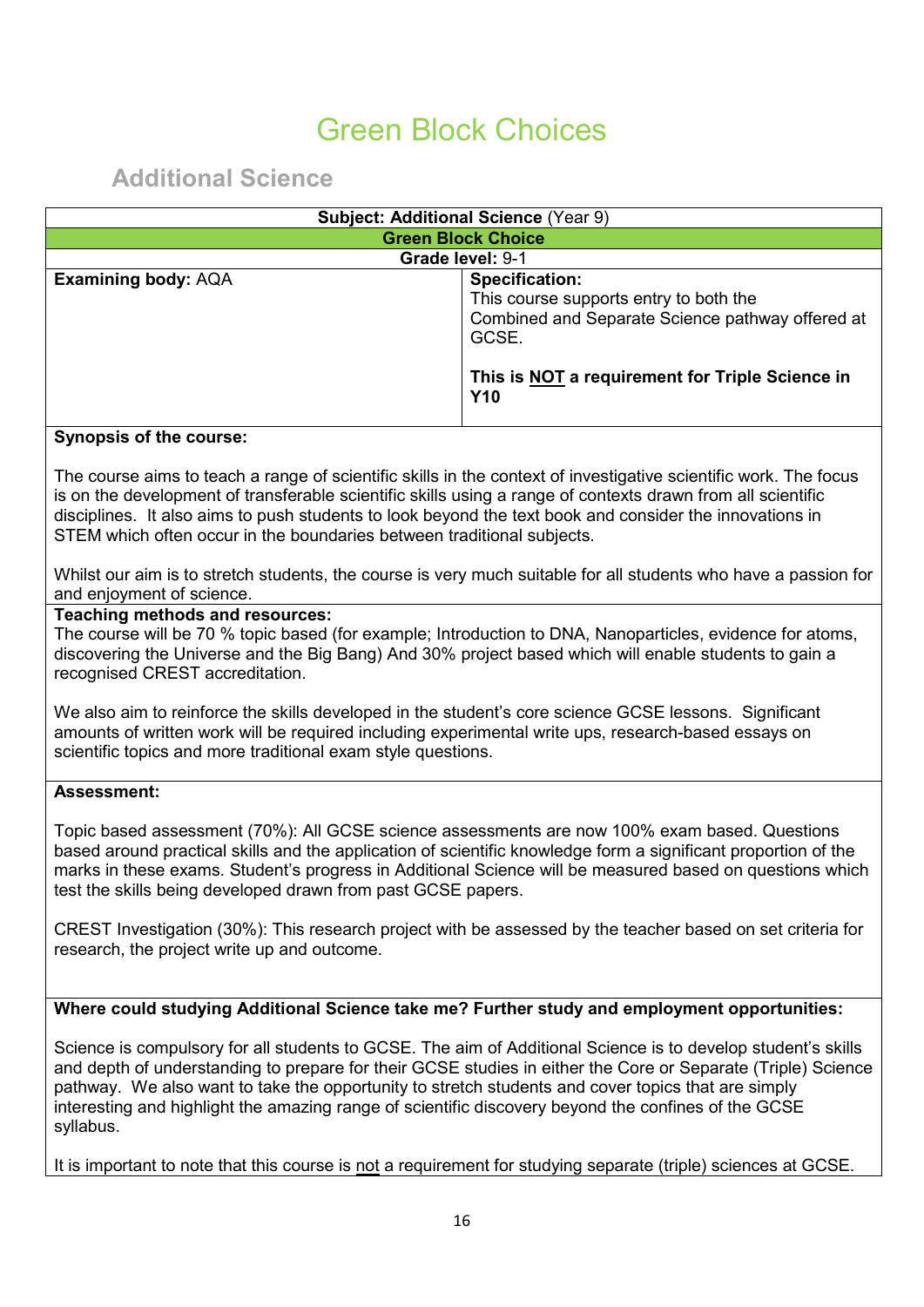# Green Block Choices

## Additional Science

| **Subject: Additional Science** (Year 9) | |
|---|---|
| **Green Block Choice** | |
| **Grade level:** 9-1 | |
| **Examining body:** AQA | **Specification:** This course supports entry to both the Combined and Separate Science pathway offered at GCSE. **This is NOT a requirement for Triple Science in Y10** |

**Synopsis of the course:**

The course aims to teach a range of scientific skills in the context of investigative scientific work. The focus is on the development of transferable scientific skills using a range of contexts drawn from all scientific disciplines. It also aims to push students to look beyond the text book and consider the innovations in STEM which often occur in the boundaries between traditional subjects.

Whilst our aim is to stretch students, the course is very much suitable for all students who have a passion for and enjoyment of science.

**Teaching methods and resources:**

The course will be 70 % topic based (for example; Introduction to DNA, Nanoparticles, evidence for atoms, discovering the Universe and the Big Bang) And 30% project based which will enable students to gain a recognised CREST accreditation.

We also aim to reinforce the skills developed in the student's core science GCSE lessons. Significant amounts of written work will be required including experimental write ups, research-based essays on scientific topics and more traditional exam style questions.

**Assessment:**

Topic based assessment (70%): All GCSE science assessments are now 100% exam based. Questions based around practical skills and the application of scientific knowledge form a significant proportion of the marks in these exams. Student's progress in Additional Science will be measured based on questions which test the skills being developed drawn from past GCSE papers.

CREST Investigation (30%): This research project with be assessed by the teacher based on set criteria for research, the project write up and outcome.

**Where could studying Additional Science take me? Further study and employment opportunities:**

Science is compulsory for all students to GCSE. The aim of Additional Science is to develop student's skills and depth of understanding to prepare for their GCSE studies in either the Core or Separate (Triple) Science pathway. We also want to take the opportunity to stretch students and cover topics that are simply interesting and highlight the amazing range of scientific discovery beyond the confines of the GCSE syllabus.

It is important to note that this course is not a requirement for studying separate (triple) sciences at GCSE.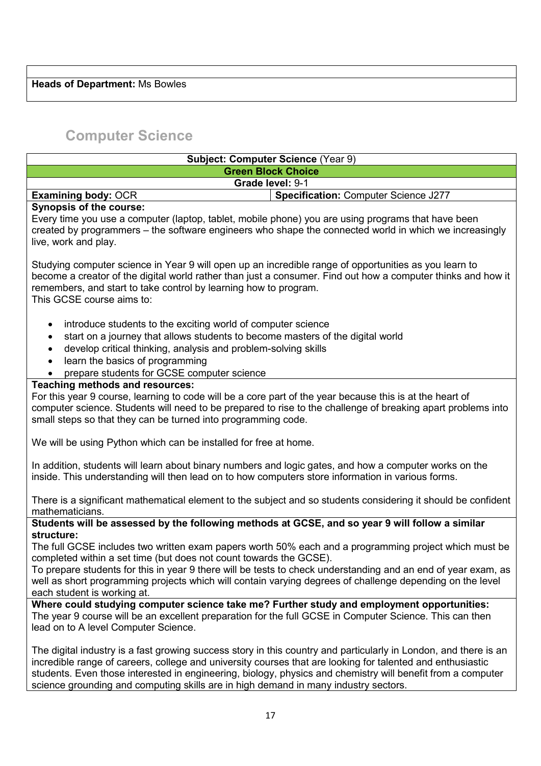**Heads of Department:** Ms Bowles

## Computer Science

**Subject: Computer Science** (Year 9)

**Green Block Choice**

**Grade level:** 9-1

| **Examining body:** OCR | **Specification:** Computer Science J277 |
|---|---|

**Synopsis of the course:**

Every time you use a computer (laptop, tablet, mobile phone) you are using programs that have been created by programmers – the software engineers who shape the connected world in which we increasingly live, work and play.

Studying computer science in Year 9 will open up an incredible range of opportunities as you learn to become a creator of the digital world rather than just a consumer. Find out how a computer thinks and how it remembers, and start to take control by learning how to program.

This GCSE course aims to:

- introduce students to the exciting world of computer science
- start on a journey that allows students to become masters of the digital world
- develop critical thinking, analysis and problem-solving skills
- learn the basics of programming
- prepare students for GCSE computer science

**Teaching methods and resources:**

For this year 9 course, learning to code will be a core part of the year because this is at the heart of computer science. Students will need to be prepared to rise to the challenge of breaking apart problems into small steps so that they can be turned into programming code.

We will be using Python which can be installed for free at home.

In addition, students will learn about binary numbers and logic gates, and how a computer works on the inside. This understanding will then lead on to how computers store information in various forms.

There is a significant mathematical element to the subject and so students considering it should be confident mathematicians.

**Students will be assessed by the following methods at GCSE, and so year 9 will follow a similar structure:**

The full GCSE includes two written exam papers worth 50% each and a programming project which must be completed within a set time (but does not count towards the GCSE).

To prepare students for this in year 9 there will be tests to check understanding and an end of year exam, as well as short programming projects which will contain varying degrees of challenge depending on the level each student is working at.

**Where could studying computer science take me? Further study and employment opportunities:**

The year 9 course will be an excellent preparation for the full GCSE in Computer Science. This can then lead on to A level Computer Science.

The digital industry is a fast growing success story in this country and particularly in London, and there is an incredible range of careers, college and university courses that are looking for talented and enthusiastic students. Even those interested in engineering, biology, physics and chemistry will benefit from a computer science grounding and computing skills are in high demand in many industry sectors.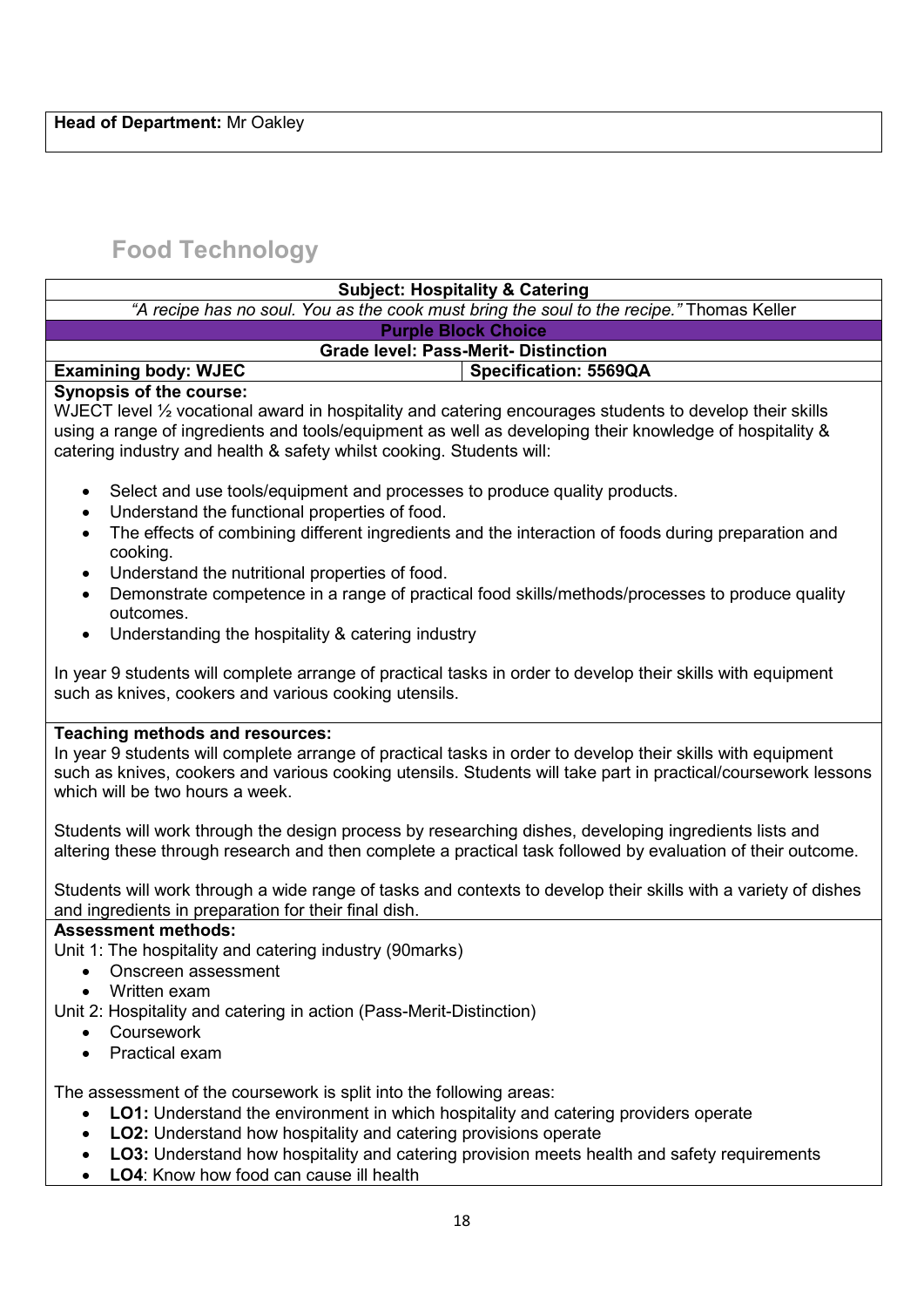**Head of Department:** Mr Oakley

# Food Technology

**Subject: Hospitality & Catering**

*"A recipe has no soul. You as the cook must bring the soul to the recipe."* Thomas Keller

**Purple Block Choice**

**Grade level: Pass-Merit- Distinction**

| **Examining body: WJEC** | **Specification: 5569QA** |
|---|---|

**Synopsis of the course:**

WJECT level ½ vocational award in hospitality and catering encourages students to develop their skills using a range of ingredients and tools/equipment as well as developing their knowledge of hospitality & catering industry and health & safety whilst cooking. Students will:

- Select and use tools/equipment and processes to produce quality products.
- Understand the functional properties of food.
- The effects of combining different ingredients and the interaction of foods during preparation and cooking.
- Understand the nutritional properties of food.
- Demonstrate competence in a range of practical food skills/methods/processes to produce quality outcomes.
- Understanding the hospitality & catering industry

In year 9 students will complete arrange of practical tasks in order to develop their skills with equipment such as knives, cookers and various cooking utensils.

**Teaching methods and resources:**

In year 9 students will complete arrange of practical tasks in order to develop their skills with equipment such as knives, cookers and various cooking utensils. Students will take part in practical/coursework lessons which will be two hours a week.

Students will work through the design process by researching dishes, developing ingredients lists and altering these through research and then complete a practical task followed by evaluation of their outcome.

Students will work through a wide range of tasks and contexts to develop their skills with a variety of dishes and ingredients in preparation for their final dish.

**Assessment methods:**

Unit 1: The hospitality and catering industry (90marks)

- Onscreen assessment
- Written exam

Unit 2: Hospitality and catering in action (Pass-Merit-Distinction)

- Coursework
- Practical exam

The assessment of the coursework is split into the following areas:

- **LO1:** Understand the environment in which hospitality and catering providers operate
- **LO2:** Understand how hospitality and catering provisions operate
- **LO3:** Understand how hospitality and catering provision meets health and safety requirements
- **LO4**: Know how food can cause ill health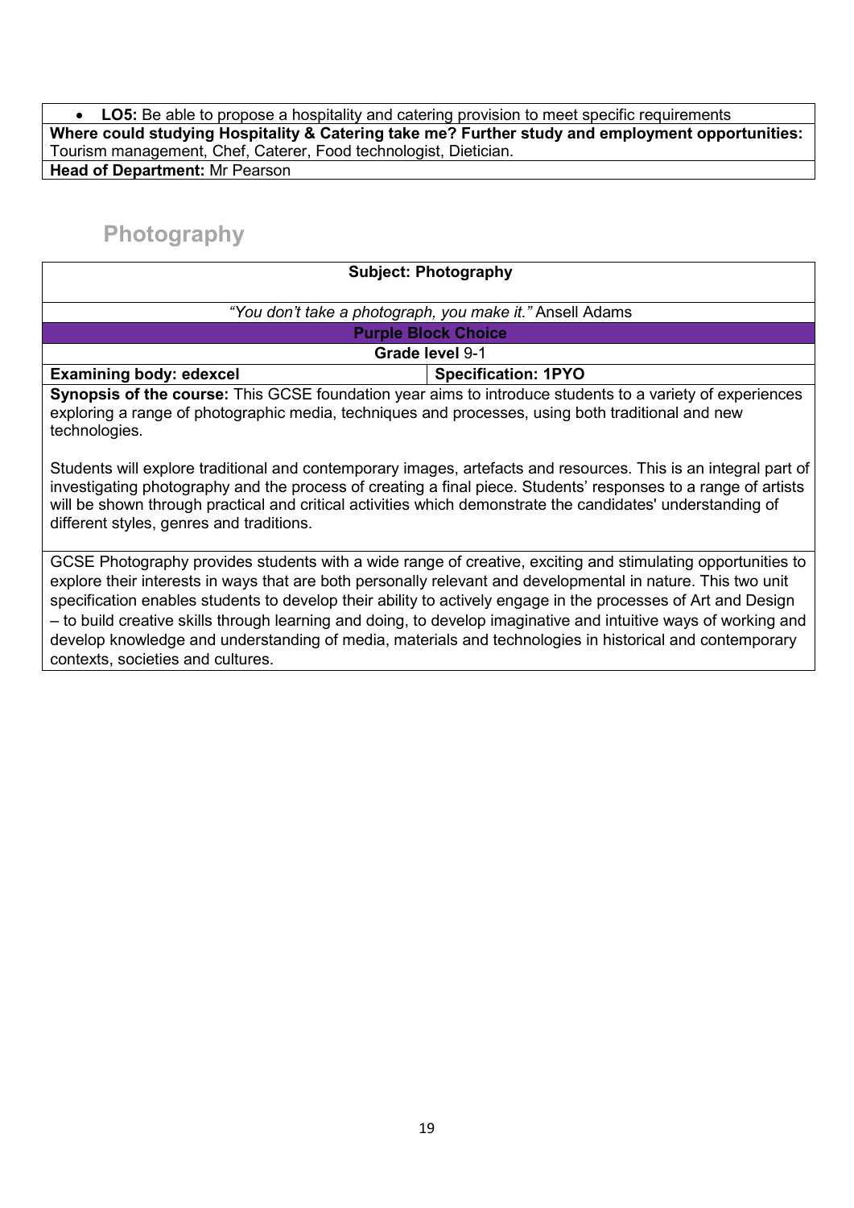- **LO5:** Be able to propose a hospitality and catering provision to meet specific requirements

**Where could studying Hospitality & Catering take me? Further study and employment opportunities:** Tourism management, Chef, Caterer, Food technologist, Dietician.

**Head of Department:** Mr Pearson

## Photography

| **Subject: Photography** | |
|---|---|
| *"You don't take a photograph, you make it."* Ansell Adams | |
| **Purple Block Choice** | |
| **Grade level** 9-1 | |
| **Examining body: edexcel** | **Specification: 1PYO** |

**Synopsis of the course:** This GCSE foundation year aims to introduce students to a variety of experiences exploring a range of photographic media, techniques and processes, using both traditional and new technologies.

Students will explore traditional and contemporary images, artefacts and resources. This is an integral part of investigating photography and the process of creating a final piece. Students' responses to a range of artists will be shown through practical and critical activities which demonstrate the candidates' understanding of different styles, genres and traditions.

GCSE Photography provides students with a wide range of creative, exciting and stimulating opportunities to explore their interests in ways that are both personally relevant and developmental in nature. This two unit specification enables students to develop their ability to actively engage in the processes of Art and Design – to build creative skills through learning and doing, to develop imaginative and intuitive ways of working and develop knowledge and understanding of media, materials and technologies in historical and contemporary contexts, societies and cultures.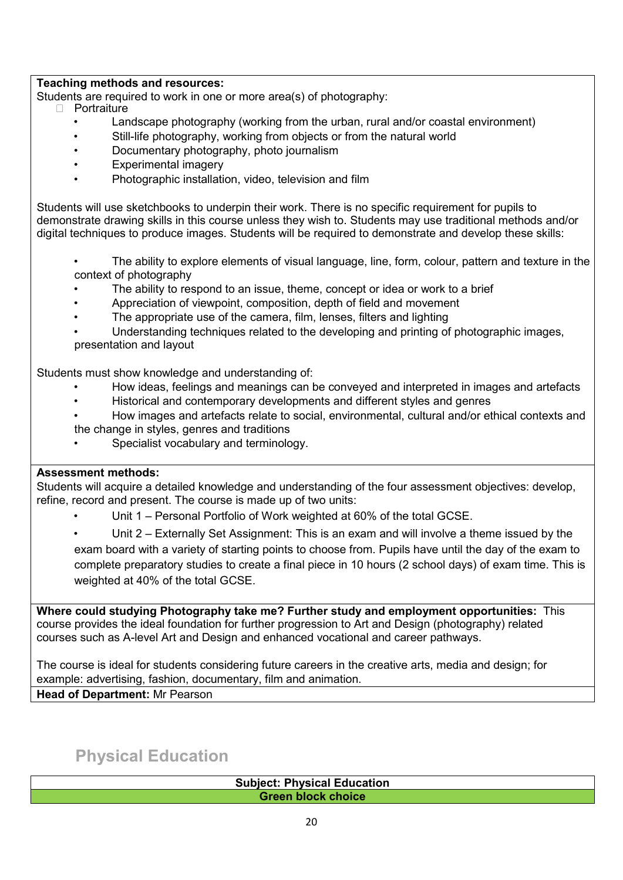**Teaching methods and resources:**
Students are required to work in one or more area(s) of photography:

- Portraiture
- Landscape photography (working from the urban, rural and/or coastal environment)
- Still-life photography, working from objects or from the natural world
- Documentary photography, photo journalism
- Experimental imagery
- Photographic installation, video, television and film

Students will use sketchbooks to underpin their work. There is no specific requirement for pupils to demonstrate drawing skills in this course unless they wish to. Students may use traditional methods and/or digital techniques to produce images. Students will be required to demonstrate and develop these skills:

- The ability to explore elements of visual language, line, form, colour, pattern and texture in the context of photography
- The ability to respond to an issue, theme, concept or idea or work to a brief
- Appreciation of viewpoint, composition, depth of field and movement
- The appropriate use of the camera, film, lenses, filters and lighting
- Understanding techniques related to the developing and printing of photographic images, presentation and layout

Students must show knowledge and understanding of:

- How ideas, feelings and meanings can be conveyed and interpreted in images and artefacts
- Historical and contemporary developments and different styles and genres
- How images and artefacts relate to social, environmental, cultural and/or ethical contexts and the change in styles, genres and traditions
- Specialist vocabulary and terminology.

**Assessment methods:**
Students will acquire a detailed knowledge and understanding of the four assessment objectives: develop, refine, record and present. The course is made up of two units:

- Unit 1 – Personal Portfolio of Work weighted at 60% of the total GCSE.
- Unit 2 – Externally Set Assignment: This is an exam and will involve a theme issued by the exam board with a variety of starting points to choose from. Pupils have until the day of the exam to complete preparatory studies to create a final piece in 10 hours (2 school days) of exam time. This is weighted at 40% of the total GCSE.

**Where could studying Photography take me? Further study and employment opportunities:** This course provides the ideal foundation for further progression to Art and Design (photography) related courses such as A-level Art and Design and enhanced vocational and career pathways.

The course is ideal for students considering future careers in the creative arts, media and design; for example: advertising, fashion, documentary, film and animation.

**Head of Department:** Mr Pearson

## Physical Education

| **Subject: Physical Education** |
|---|
| **Green block choice** |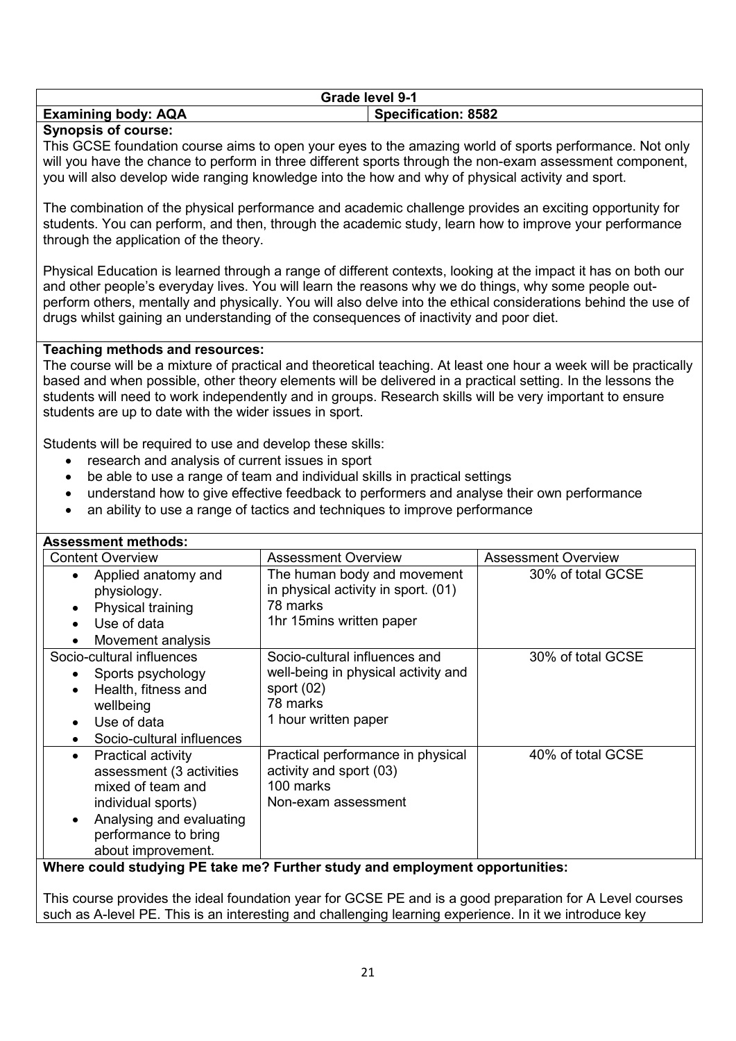| Grade level 9-1 | |
|---|---|
| **Examining body: AQA** | **Specification: 8582** |

**Synopsis of course:**

This GCSE foundation course aims to open your eyes to the amazing world of sports performance. Not only will you have the chance to perform in three different sports through the non-exam assessment component, you will also develop wide ranging knowledge into the how and why of physical activity and sport.

The combination of the physical performance and academic challenge provides an exciting opportunity for students. You can perform, and then, through the academic study, learn how to improve your performance through the application of the theory.

Physical Education is learned through a range of different contexts, looking at the impact it has on both our and other people's everyday lives. You will learn the reasons why we do things, why some people out-perform others, mentally and physically. You will also delve into the ethical considerations behind the use of drugs whilst gaining an understanding of the consequences of inactivity and poor diet.

**Teaching methods and resources:**

The course will be a mixture of practical and theoretical teaching. At least one hour a week will be practically based and when possible, other theory elements will be delivered in a practical setting. In the lessons the students will need to work independently and in groups. Research skills will be very important to ensure students are up to date with the wider issues in sport.

Students will be required to use and develop these skills:

- research and analysis of current issues in sport
- be able to use a range of team and individual skills in practical settings
- understand how to give effective feedback to performers and analyse their own performance
- an ability to use a range of tactics and techniques to improve performance

**Assessment methods:**

| Content Overview | Assessment Overview | Assessment Overview |
|---|---|---|
| • Applied anatomy and physiology.<br>• Physical training<br>• Use of data<br>• Movement analysis | The human body and movement in physical activity in sport. (01)<br>78 marks<br>1hr 15mins written paper | 30% of total GCSE |
| Socio-cultural influences<br>• Sports psychology<br>• Health, fitness and wellbeing<br>• Use of data<br>• Socio-cultural influences | Socio-cultural influences and well-being in physical activity and sport (02)<br>78 marks<br>1 hour written paper | 30% of total GCSE |
| • Practical activity assessment (3 activities mixed of team and individual sports)<br>• Analysing and evaluating performance to bring about improvement. | Practical performance in physical activity and sport (03)<br>100 marks<br>Non-exam assessment | 40% of total GCSE |

**Where could studying PE take me? Further study and employment opportunities:**

This course provides the ideal foundation year for GCSE PE and is a good preparation for A Level courses such as A-level PE. This is an interesting and challenging learning experience. In it we introduce key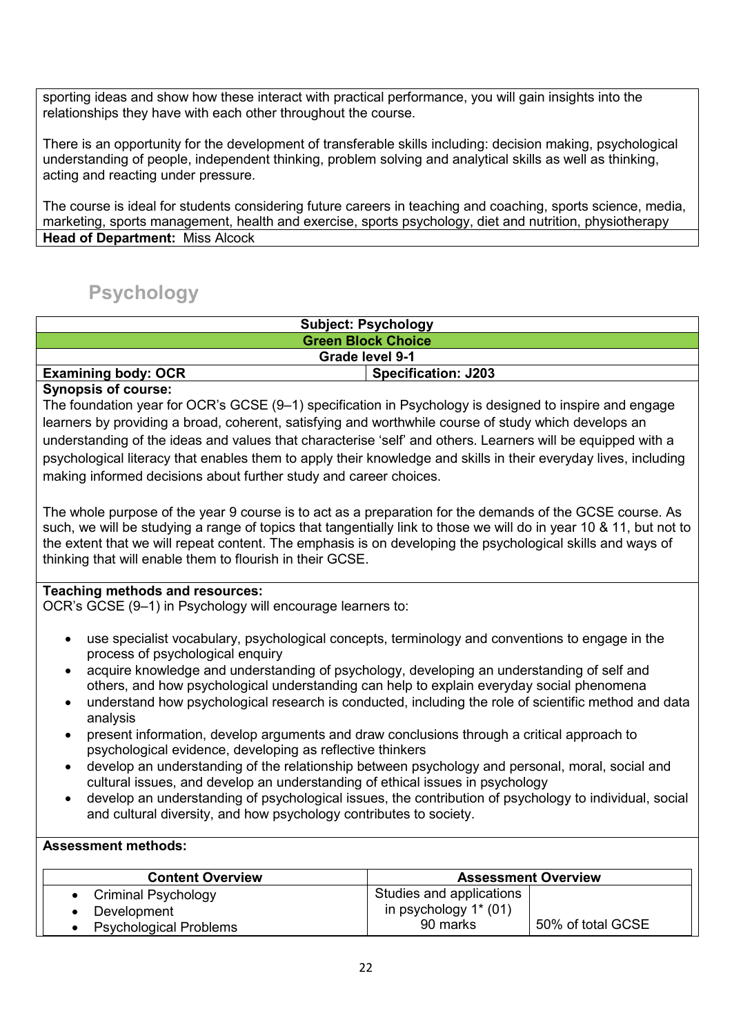sporting ideas and show how these interact with practical performance, you will gain insights into the relationships they have with each other throughout the course.

There is an opportunity for the development of transferable skills including: decision making, psychological understanding of people, independent thinking, problem solving and analytical skills as well as thinking, acting and reacting under pressure.

The course is ideal for students considering future careers in teaching and coaching, sports science, media, marketing, sports management, health and exercise, sports psychology, diet and nutrition, physiotherapy

**Head of Department:** Miss Alcock

## Psychology

**Subject: Psychology**

**Green Block Choice**

**Grade level 9-1**

| **Examining body: OCR** | **Specification: J203** |
|---|---|

**Synopsis of course:**

The foundation year for OCR's GCSE (9–1) specification in Psychology is designed to inspire and engage learners by providing a broad, coherent, satisfying and worthwhile course of study which develops an understanding of the ideas and values that characterise 'self' and others. Learners will be equipped with a psychological literacy that enables them to apply their knowledge and skills in their everyday lives, including making informed decisions about further study and career choices.

The whole purpose of the year 9 course is to act as a preparation for the demands of the GCSE course. As such, we will be studying a range of topics that tangentially link to those we will do in year 10 & 11, but not to the extent that we will repeat content. The emphasis is on developing the psychological skills and ways of thinking that will enable them to flourish in their GCSE.

**Teaching methods and resources:**

OCR's GCSE (9–1) in Psychology will encourage learners to:

- use specialist vocabulary, psychological concepts, terminology and conventions to engage in the process of psychological enquiry
- acquire knowledge and understanding of psychology, developing an understanding of self and others, and how psychological understanding can help to explain everyday social phenomena
- understand how psychological research is conducted, including the role of scientific method and data analysis
- present information, develop arguments and draw conclusions through a critical approach to psychological evidence, developing as reflective thinkers
- develop an understanding of the relationship between psychology and personal, moral, social and cultural issues, and develop an understanding of ethical issues in psychology
- develop an understanding of psychological issues, the contribution of psychology to individual, social and cultural diversity, and how psychology contributes to society.

**Assessment methods:**

| **Content Overview** | **Assessment Overview** | |
|---|---|---|
| • Criminal Psychology<br>• Development<br>• Psychological Problems | Studies and applications in psychology 1* (01)<br>90 marks | 50% of total GCSE |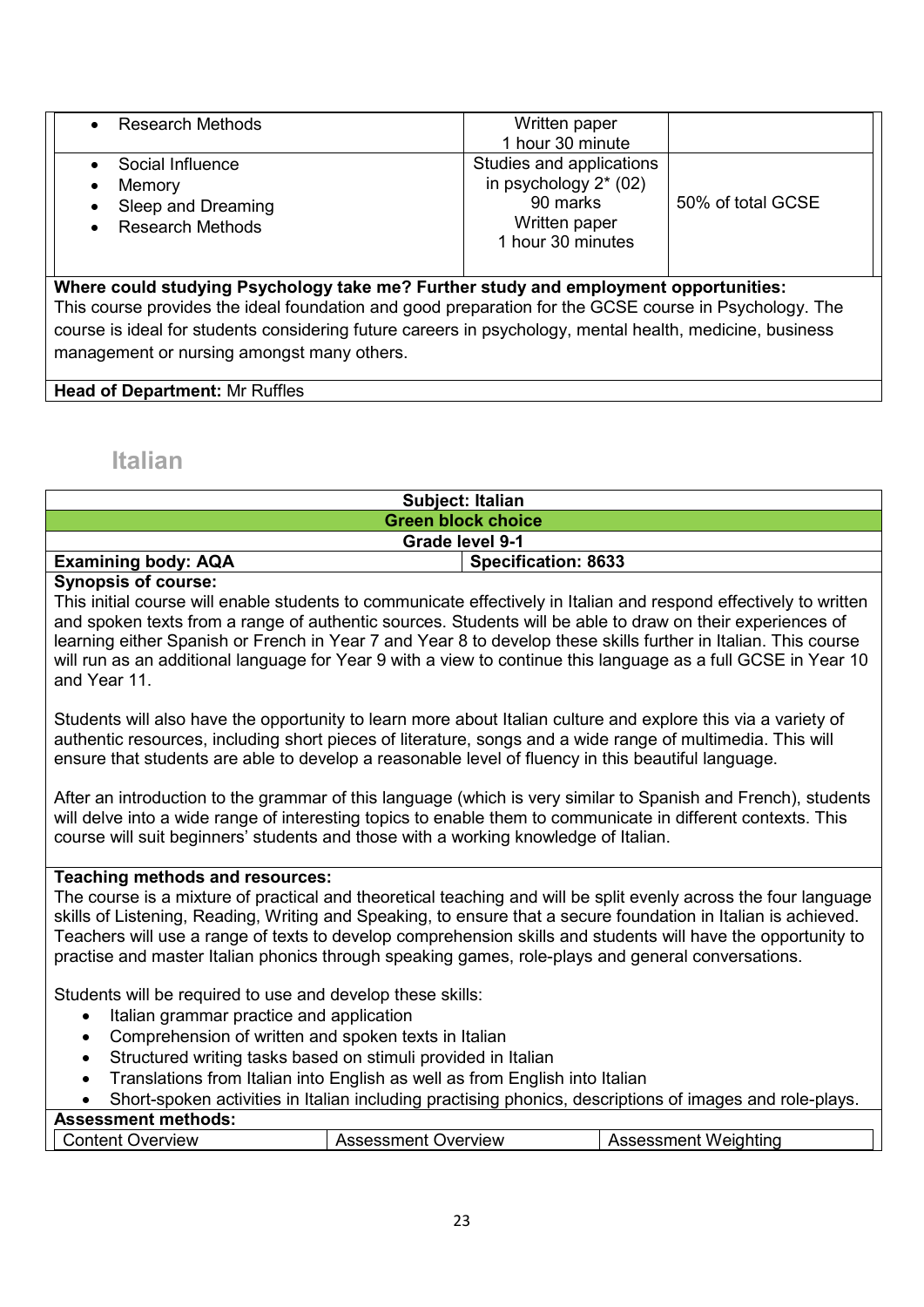| | | |
|---|---|---|
| • Research Methods | Written paper<br>1 hour 30 minute | |
| • Social Influence<br>• Memory<br>• Sleep and Dreaming<br>• Research Methods | Studies and applications in psychology 2* (02)<br>90 marks<br>Written paper<br>1 hour 30 minutes | 50% of total GCSE |

**Where could studying Psychology take me? Further study and employment opportunities:**
This course provides the ideal foundation and good preparation for the GCSE course in Psychology. The course is ideal for students considering future careers in psychology, mental health, medicine, business management or nursing amongst many others.

**Head of Department:** Mr Ruffles

## Italian

| **Subject: Italian** | |
|---|---|
| **Green block choice** | |
| **Grade level 9-1** | |
| **Examining body: AQA** | **Specification: 8633** |

**Synopsis of course:**
This initial course will enable students to communicate effectively in Italian and respond effectively to written and spoken texts from a range of authentic sources. Students will be able to draw on their experiences of learning either Spanish or French in Year 7 and Year 8 to develop these skills further in Italian. This course will run as an additional language for Year 9 with a view to continue this language as a full GCSE in Year 10 and Year 11.

Students will also have the opportunity to learn more about Italian culture and explore this via a variety of authentic resources, including short pieces of literature, songs and a wide range of multimedia. This will ensure that students are able to develop a reasonable level of fluency in this beautiful language.

After an introduction to the grammar of this language (which is very similar to Spanish and French), students will delve into a wide range of interesting topics to enable them to communicate in different contexts. This course will suit beginners' students and those with a working knowledge of Italian.

**Teaching methods and resources:**
The course is a mixture of practical and theoretical teaching and will be split evenly across the four language skills of Listening, Reading, Writing and Speaking, to ensure that a secure foundation in Italian is achieved. Teachers will use a range of texts to develop comprehension skills and students will have the opportunity to practise and master Italian phonics through speaking games, role-plays and general conversations.

Students will be required to use and develop these skills:

- Italian grammar practice and application
- Comprehension of written and spoken texts in Italian
- Structured writing tasks based on stimuli provided in Italian
- Translations from Italian into English as well as from English into Italian
- Short-spoken activities in Italian including practising phonics, descriptions of images and role-plays.

**Assessment methods:**

| Content Overview | Assessment Overview | Assessment Weighting |
|---|---|---|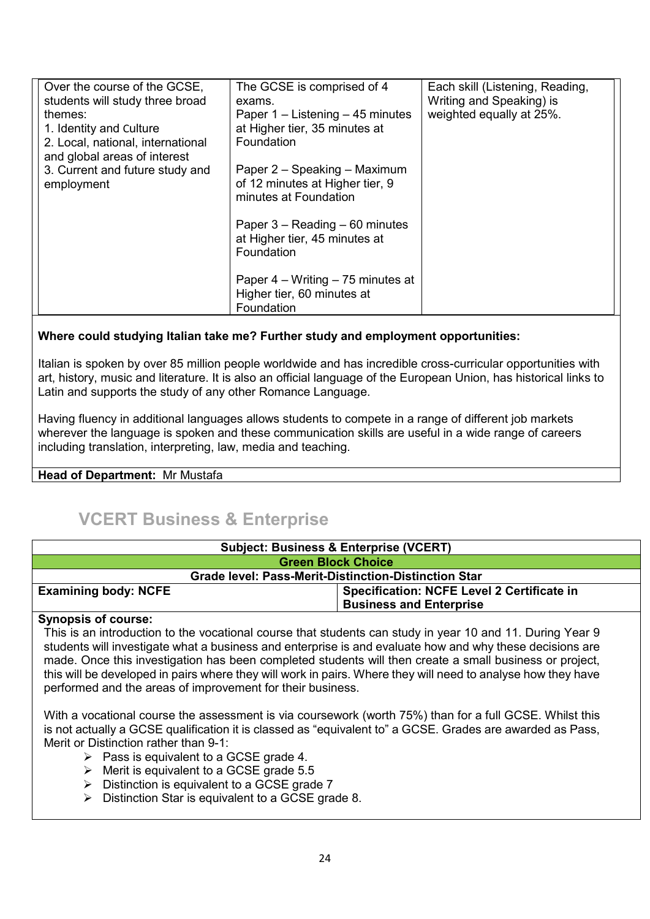| | | |
|---|---|---|
| Over the course of the GCSE, students will study three broad themes:<br>1. Identity and Culture<br>2. Local, national, international and global areas of interest<br>3. Current and future study and employment | The GCSE is comprised of 4 exams.<br>Paper 1 – Listening – 45 minutes at Higher tier, 35 minutes at Foundation<br><br>Paper 2 – Speaking – Maximum of 12 minutes at Higher tier, 9 minutes at Foundation<br><br>Paper 3 – Reading – 60 minutes at Higher tier, 45 minutes at Foundation<br><br>Paper 4 – Writing – 75 minutes at Higher tier, 60 minutes at Foundation | Each skill (Listening, Reading, Writing and Speaking) is weighted equally at 25%. |

**Where could studying Italian take me? Further study and employment opportunities:**

Italian is spoken by over 85 million people worldwide and has incredible cross-curricular opportunities with art, history, music and literature. It is also an official language of the European Union, has historical links to Latin and supports the study of any other Romance Language.

Having fluency in additional languages allows students to compete in a range of different job markets wherever the language is spoken and these communication skills are useful in a wide range of careers including translation, interpreting, law, media and teaching.

**Head of Department:** Mr Mustafa

## VCERT Business & Enterprise

| **Subject: Business & Enterprise (VCERT)** | |
|---|---|
| **Green Block Choice** | |
| **Grade level: Pass-Merit-Distinction-Distinction Star** | |
| **Examining body: NCFE** | **Specification: NCFE Level 2 Certificate in Business and Enterprise** |

**Synopsis of course:**

This is an introduction to the vocational course that students can study in year 10 and 11. During Year 9 students will investigate what a business and enterprise is and evaluate how and why these decisions are made. Once this investigation has been completed students will then create a small business or project, this will be developed in pairs where they will work in pairs. Where they will need to analyse how they have performed and the areas of improvement for their business.

With a vocational course the assessment is via coursework (worth 75%) than for a full GCSE. Whilst this is not actually a GCSE qualification it is classed as "equivalent to" a GCSE. Grades are awarded as Pass, Merit or Distinction rather than 9-1:

- Pass is equivalent to a GCSE grade 4.
- Merit is equivalent to a GCSE grade 5.5
- Distinction is equivalent to a GCSE grade 7
- Distinction Star is equivalent to a GCSE grade 8.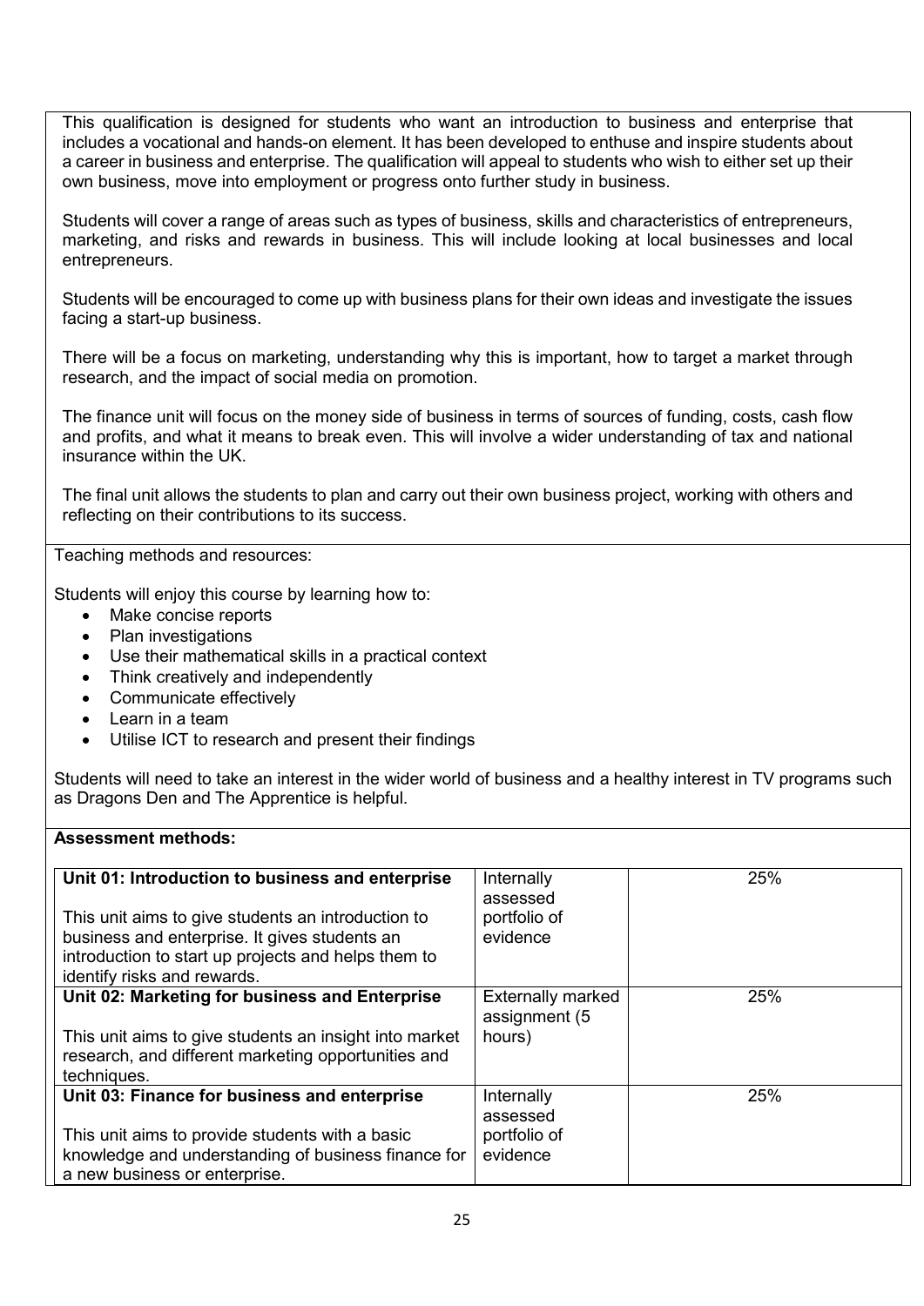This qualification is designed for students who want an introduction to business and enterprise that includes a vocational and hands-on element. It has been developed to enthuse and inspire students about a career in business and enterprise. The qualification will appeal to students who wish to either set up their own business, move into employment or progress onto further study in business.

Students will cover a range of areas such as types of business, skills and characteristics of entrepreneurs, marketing, and risks and rewards in business. This will include looking at local businesses and local entrepreneurs.

Students will be encouraged to come up with business plans for their own ideas and investigate the issues facing a start-up business.

There will be a focus on marketing, understanding why this is important, how to target a market through research, and the impact of social media on promotion.

The finance unit will focus on the money side of business in terms of sources of funding, costs, cash flow and profits, and what it means to break even. This will involve a wider understanding of tax and national insurance within the UK.

The final unit allows the students to plan and carry out their own business project, working with others and reflecting on their contributions to its success.

Teaching methods and resources:

Students will enjoy this course by learning how to:

- Make concise reports
- Plan investigations
- Use their mathematical skills in a practical context
- Think creatively and independently
- Communicate effectively
- Learn in a team
- Utilise ICT to research and present their findings

Students will need to take an interest in the wider world of business and a healthy interest in TV programs such as Dragons Den and The Apprentice is helpful.

**Assessment methods:**

| Unit | Assessment | Weighting |
|---|---|---|
| **Unit 01: Introduction to business and enterprise**<br><br>This unit aims to give students an introduction to business and enterprise. It gives students an introduction to start up projects and helps them to identify risks and rewards. | Internally assessed portfolio of evidence | 25% |
| **Unit 02: Marketing for business and Enterprise**<br><br>This unit aims to give students an insight into market research, and different marketing opportunities and techniques. | Externally marked assignment (5 hours) | 25% |
| **Unit 03: Finance for business and enterprise**<br><br>This unit aims to provide students with a basic knowledge and understanding of business finance for a new business or enterprise. | Internally assessed portfolio of evidence | 25% |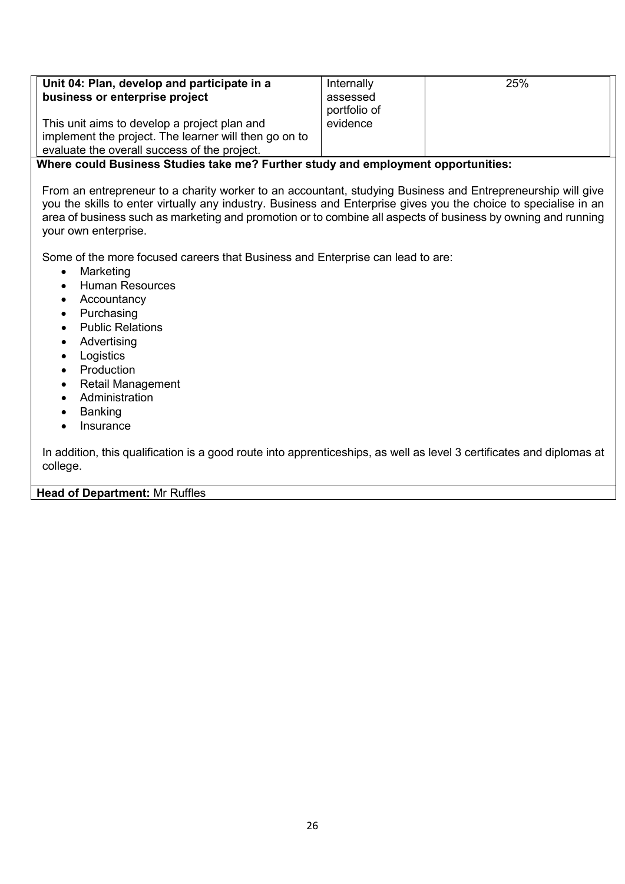| Unit 04: Plan, develop and participate in a business or enterprise project<br><br>This unit aims to develop a project plan and implement the project. The learner will then go on to evaluate the overall success of the project. | Internally assessed portfolio of evidence | 25% |
|---|---|---|

**Where could Business Studies take me? Further study and employment opportunities:**

From an entrepreneur to a charity worker to an accountant, studying Business and Entrepreneurship will give you the skills to enter virtually any industry. Business and Enterprise gives you the choice to specialise in an area of business such as marketing and promotion or to combine all aspects of business by owning and running your own enterprise.

Some of the more focused careers that Business and Enterprise can lead to are:

- Marketing
- Human Resources
- Accountancy
- Purchasing
- Public Relations
- Advertising
- Logistics
- Production
- Retail Management
- Administration
- Banking
- Insurance

In addition, this qualification is a good route into apprenticeships, as well as level 3 certificates and diplomas at college.

**Head of Department:** Mr Ruffles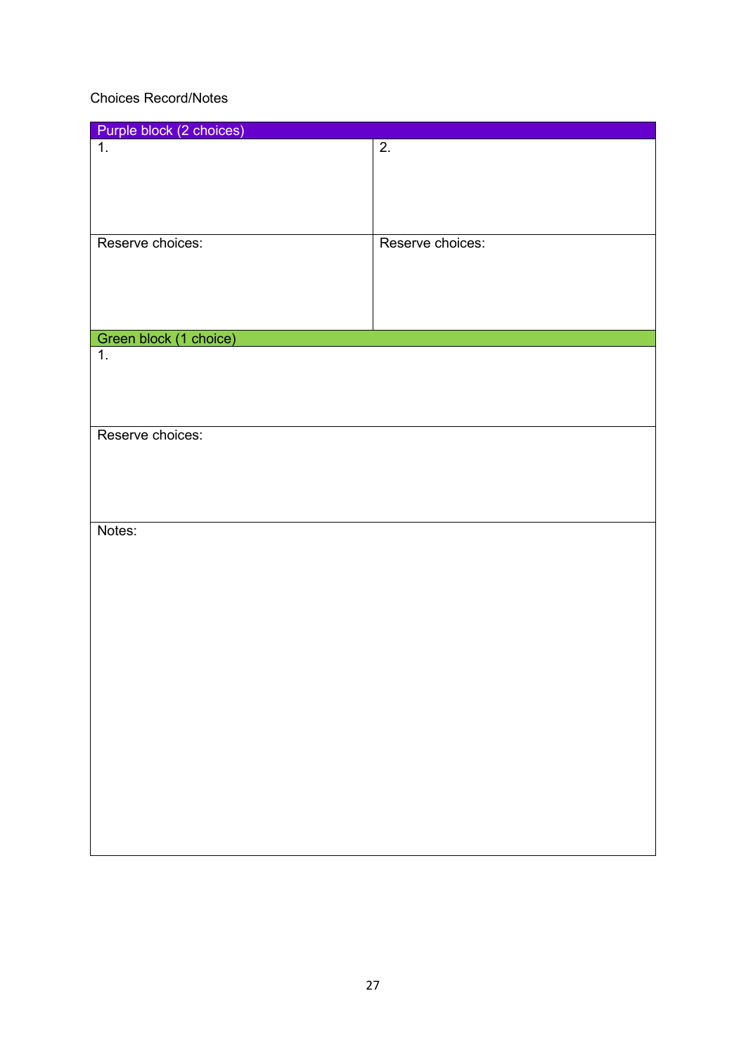Choices Record/Notes

| Purple block (2 choices) | |
|---|---|
| 1. | 2. |
| Reserve choices: | Reserve choices: |

| Green block (1 choice) |
|---|
| 1. |
| Reserve choices: |
| Notes: |